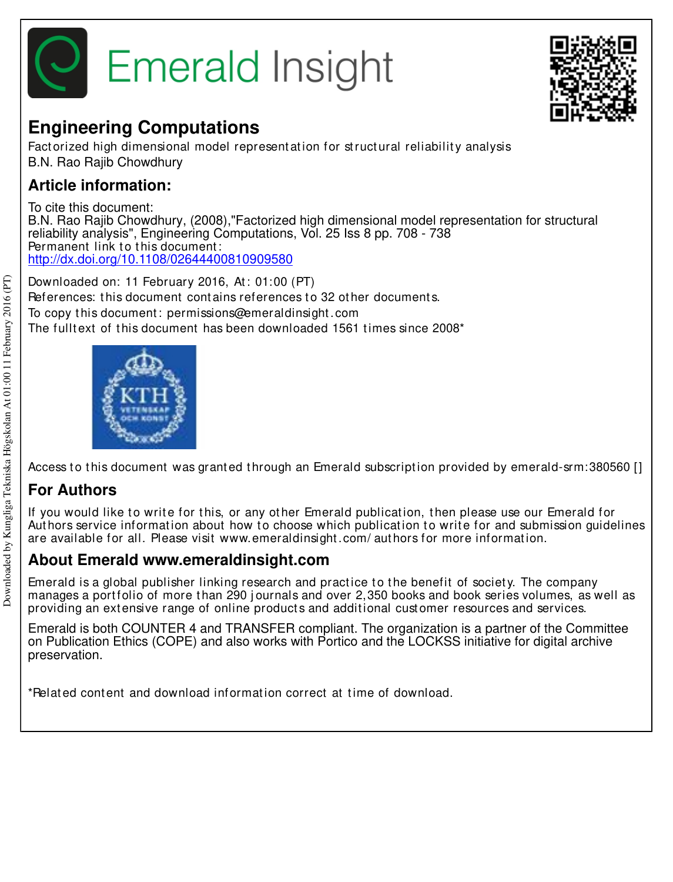# Emerald Insight

## Engineering Computations

Factorized high dimensional model representation for structural reliability analysis
B.N. Rao Rajib Chowdhury

## Article information:

To cite this document:
B.N. Rao Rajib Chowdhury, (2008),"Factorized high dimensional model representation for structural reliability analysis", Engineering Computations, Vol. 25 Iss 8 pp. 708 - 738
Permanent link to this document:
http://dx.doi.org/10.1108/02644400810909580

Downloaded on: 11 February 2016, At: 01:00 (PT)
References: this document contains references to 32 other documents.
To copy this document: permissions@emeraldinsight.com
The fulltext of this document has been downloaded 1561 times since 2008*

Access to this document was granted through an Emerald subscription provided by emerald-srm:380560 []

## For Authors

If you would like to write for this, or any other Emerald publication, then please use our Emerald for Authors service information about how to choose which publication to write for and submission guidelines are available for all. Please visit www.emeraldinsight.com/authors for more information.

## About Emerald www.emeraldinsight.com

Emerald is a global publisher linking research and practice to the benefit of society. The company manages a portfolio of more than 290 journals and over 2,350 books and book series volumes, as well as providing an extensive range of online products and additional customer resources and services.

Emerald is both COUNTER 4 and TRANSFER compliant. The organization is a partner of the Committee on Publication Ethics (COPE) and also works with Portico and the LOCKSS initiative for digital archive preservation.

*Related content and download information correct at time of download.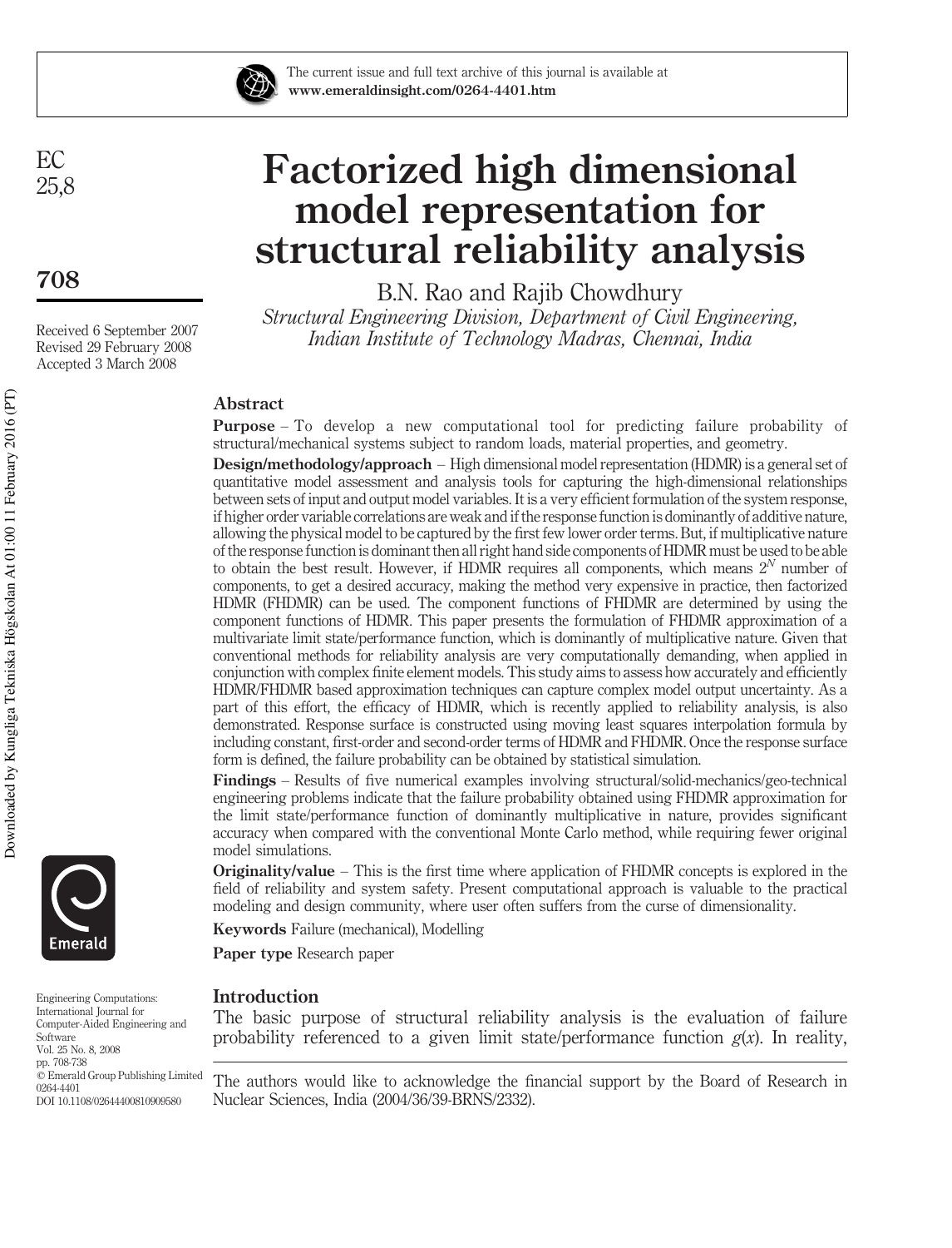# Factorized high dimensional model representation for structural reliability analysis

B.N. Rao and Rajib Chowdhury

*Structural Engineering Division, Department of Civil Engineering, Indian Institute of Technology Madras, Chennai, India*

Received 6 September 2007
Revised 29 February 2008
Accepted 3 March 2008

## Abstract

**Purpose** – To develop a new computational tool for predicting failure probability of structural/mechanical systems subject to random loads, material properties, and geometry.

**Design/methodology/approach** – High dimensional model representation (HDMR) is a general set of quantitative model assessment and analysis tools for capturing the high-dimensional relationships between sets of input and output model variables. It is a very efficient formulation of the system response, if higher order variable correlations are weak and if the response function is dominantly of additive nature, allowing the physical model to be captured by the first few lower order terms. But, if multiplicative nature of the response function is dominant then all right hand side components of HDMR must be used to be able to obtain the best result. However, if HDMR requires all components, which means $2^N$ number of components, to get a desired accuracy, making the method very expensive in practice, then factorized HDMR (FHDMR) can be used. The component functions of FHDMR are determined by using the component functions of HDMR. This paper presents the formulation of FHDMR approximation of a multivariate limit state/performance function, which is dominantly of multiplicative nature. Given that conventional methods for reliability analysis are very computationally demanding, when applied in conjunction with complex finite element models. This study aims to assess how accurately and efficiently HDMR/FHDMR based approximation techniques can capture complex model output uncertainty. As a part of this effort, the efficacy of HDMR, which is recently applied to reliability analysis, is also demonstrated. Response surface is constructed using moving least squares interpolation formula by including constant, first-order and second-order terms of HDMR and FHDMR. Once the response surface form is defined, the failure probability can be obtained by statistical simulation.

**Findings** – Results of five numerical examples involving structural/solid-mechanics/geo-technical engineering problems indicate that the failure probability obtained using FHDMR approximation for the limit state/performance function of dominantly multiplicative in nature, provides significant accuracy when compared with the conventional Monte Carlo method, while requiring fewer original model simulations.

**Originality/value** – This is the first time where application of FHDMR concepts is explored in the field of reliability and system safety. Present computational approach is valuable to the practical modeling and design community, where user often suffers from the curse of dimensionality.

**Keywords** Failure (mechanical), Modelling

**Paper type** Research paper

## Introduction

The basic purpose of structural reliability analysis is the evaluation of failure probability referenced to a given limit state/performance function $g(x)$. In reality,

The authors would like to acknowledge the financial support by the Board of Research in Nuclear Sciences, India (2004/36/39-BRNS/2332).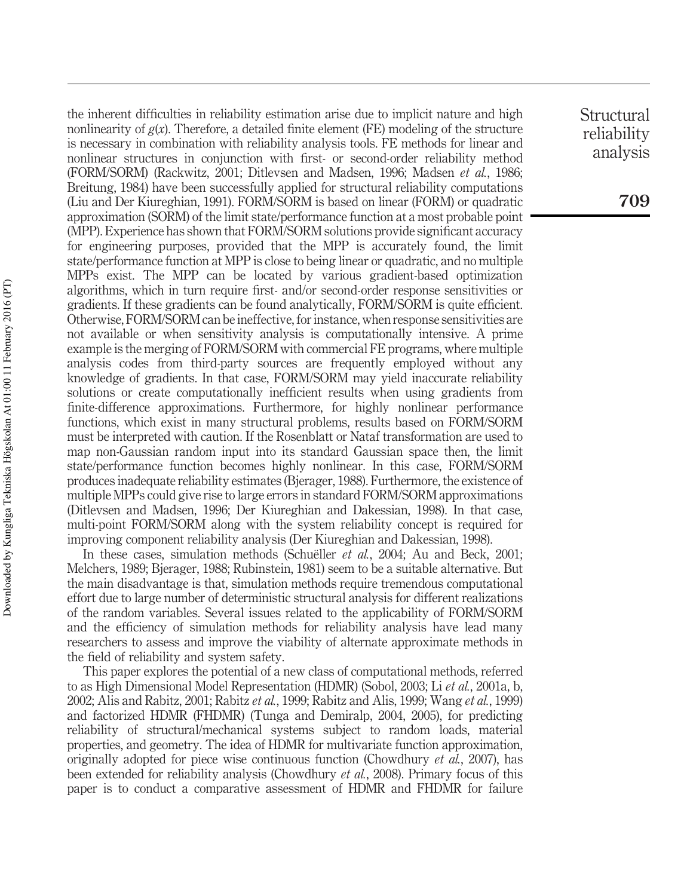the inherent difficulties in reliability estimation arise due to implicit nature and high nonlinearity of $g(x)$. Therefore, a detailed finite element (FE) modeling of the structure is necessary in combination with reliability analysis tools. FE methods for linear and nonlinear structures in conjunction with first- or second-order reliability method (FORM/SORM) (Rackwitz, 2001; Ditlevsen and Madsen, 1996; Madsen *et al.*, 1986; Breitung, 1984) have been successfully applied for structural reliability computations (Liu and Der Kiureghian, 1991). FORM/SORM is based on linear (FORM) or quadratic approximation (SORM) of the limit state/performance function at a most probable point (MPP). Experience has shown that FORM/SORM solutions provide significant accuracy for engineering purposes, provided that the MPP is accurately found, the limit state/performance function at MPP is close to being linear or quadratic, and no multiple MPPs exist. The MPP can be located by various gradient-based optimization algorithms, which in turn require first- and/or second-order response sensitivities or gradients. If these gradients can be found analytically, FORM/SORM is quite efficient. Otherwise, FORM/SORM can be ineffective, for instance, when response sensitivities are not available or when sensitivity analysis is computationally intensive. A prime example is the merging of FORM/SORM with commercial FE programs, where multiple analysis codes from third-party sources are frequently employed without any knowledge of gradients. In that case, FORM/SORM may yield inaccurate reliability solutions or create computationally inefficient results when using gradients from finite-difference approximations. Furthermore, for highly nonlinear performance functions, which exist in many structural problems, results based on FORM/SORM must be interpreted with caution. If the Rosenblatt or Nataf transformation are used to map non-Gaussian random input into its standard Gaussian space then, the limit state/performance function becomes highly nonlinear. In this case, FORM/SORM produces inadequate reliability estimates (Bjerager, 1988). Furthermore, the existence of multiple MPPs could give rise to large errors in standard FORM/SORM approximations (Ditlevsen and Madsen, 1996; Der Kiureghian and Dakessian, 1998). In that case, multi-point FORM/SORM along with the system reliability concept is required for improving component reliability analysis (Der Kiureghian and Dakessian, 1998).

In these cases, simulation methods (Schuëller *et al.*, 2004; Au and Beck, 2001; Melchers, 1989; Bjerager, 1988; Rubinstein, 1981) seem to be a suitable alternative. But the main disadvantage is that, simulation methods require tremendous computational effort due to large number of deterministic structural analysis for different realizations of the random variables. Several issues related to the applicability of FORM/SORM and the efficiency of simulation methods for reliability analysis have lead many researchers to assess and improve the viability of alternate approximate methods in the field of reliability and system safety.

This paper explores the potential of a new class of computational methods, referred to as High Dimensional Model Representation (HDMR) (Sobol, 2003; Li *et al.*, 2001a, b, 2002; Alis and Rabitz, 2001; Rabitz *et al.*, 1999; Rabitz and Alis, 1999; Wang *et al.*, 1999) and factorized HDMR (FHDMR) (Tunga and Demiralp, 2004, 2005), for predicting reliability of structural/mechanical systems subject to random loads, material properties, and geometry. The idea of HDMR for multivariate function approximation, originally adopted for piece wise continuous function (Chowdhury *et al.*, 2007), has been extended for reliability analysis (Chowdhury *et al.*, 2008). Primary focus of this paper is to conduct a comparative assessment of HDMR and FHDMR for failure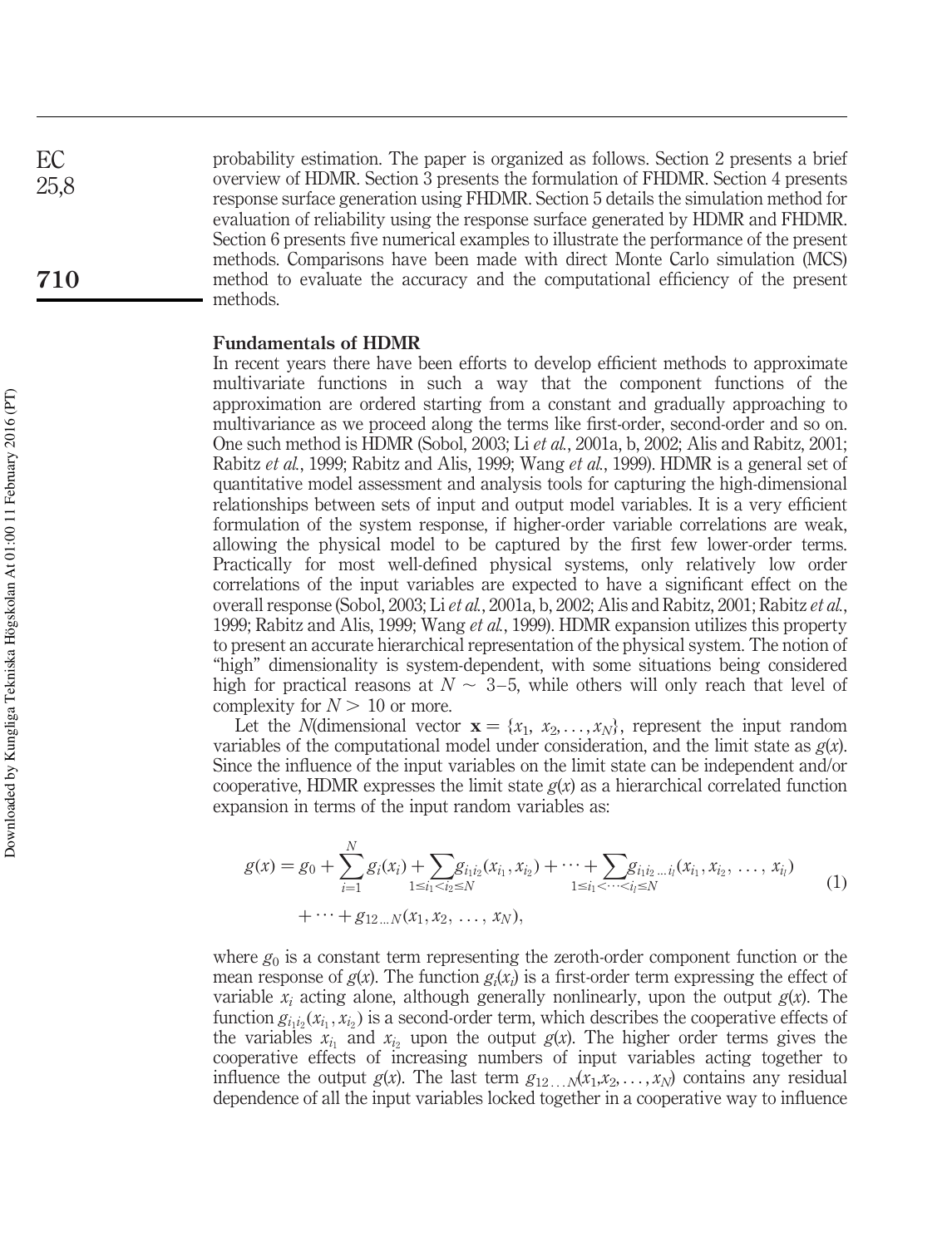probability estimation. The paper is organized as follows. Section 2 presents a brief overview of HDMR. Section 3 presents the formulation of FHDMR. Section 4 presents response surface generation using FHDMR. Section 5 details the simulation method for evaluation of reliability using the response surface generated by HDMR and FHDMR. Section 6 presents five numerical examples to illustrate the performance of the present methods. Comparisons have been made with direct Monte Carlo simulation (MCS) method to evaluate the accuracy and the computational efficiency of the present methods.

## Fundamentals of HDMR

In recent years there have been efforts to develop efficient methods to approximate multivariate functions in such a way that the component functions of the approximation are ordered starting from a constant and gradually approaching to multivariance as we proceed along the terms like first-order, second-order and so on. One such method is HDMR (Sobol, 2003; Li *et al.*, 2001a, b, 2002; Alis and Rabitz, 2001; Rabitz *et al.*, 1999; Rabitz and Alis, 1999; Wang *et al.*, 1999). HDMR is a general set of quantitative model assessment and analysis tools for capturing the high-dimensional relationships between sets of input and output model variables. It is a very efficient formulation of the system response, if higher-order variable correlations are weak, allowing the physical model to be captured by the first few lower-order terms. Practically for most well-defined physical systems, only relatively low order correlations of the input variables are expected to have a significant effect on the overall response (Sobol, 2003; Li *et al.*, 2001a, b, 2002; Alis and Rabitz, 2001; Rabitz *et al.*, 1999; Rabitz and Alis, 1999; Wang *et al.*, 1999). HDMR expansion utilizes this property to present an accurate hierarchical representation of the physical system. The notion of "high" dimensionality is system-dependent, with some situations being considered high for practical reasons at $N \sim 3$–$5$, while others will only reach that level of complexity for $N > 10$ or more.

Let the $N$(dimensional vector $\mathbf{x} = \{x_1, x_2, \ldots, x_N\}$, represent the input random variables of the computational model under consideration, and the limit state as $g(x)$. Since the influence of the input variables on the limit state can be independent and/or cooperative, HDMR expresses the limit state $g(x)$ as a hierarchical correlated function expansion in terms of the input random variables as:

$$
\begin{aligned}
g(x) = g_0 + \sum_{i=1}^{N} g_i(x_i) + \sum_{1 \le i_1 < i_2 \le N} g_{i_1 i_2}(x_{i_1}, x_{i_2}) + \cdots + \sum_{1 \le i_1 < \cdots < i_l \le N} g_{i_1 i_2 \ldots i_l}(x_{i_1}, x_{i_2}, \ldots, x_{i_l}) \\
+ \cdots + g_{12\ldots N}(x_1, x_2, \ldots, x_N),
\end{aligned} \tag{1}
$$

where $g_0$ is a constant term representing the zeroth-order component function or the mean response of $g(x)$. The function $g_i(x_i)$ is a first-order term expressing the effect of variable $x_i$ acting alone, although generally nonlinearly, upon the output $g(x)$. The function $g_{i_1 i_2}(x_{i_1}, x_{i_2})$ is a second-order term, which describes the cooperative effects of the variables $x_{i_1}$ and $x_{i_2}$ upon the output $g(x)$. The higher order terms gives the cooperative effects of increasing numbers of input variables acting together to influence the output $g(x)$. The last term $g_{12\ldots N}(x_1, x_2, \ldots, x_N)$ contains any residual dependence of all the input variables locked together in a cooperative way to influence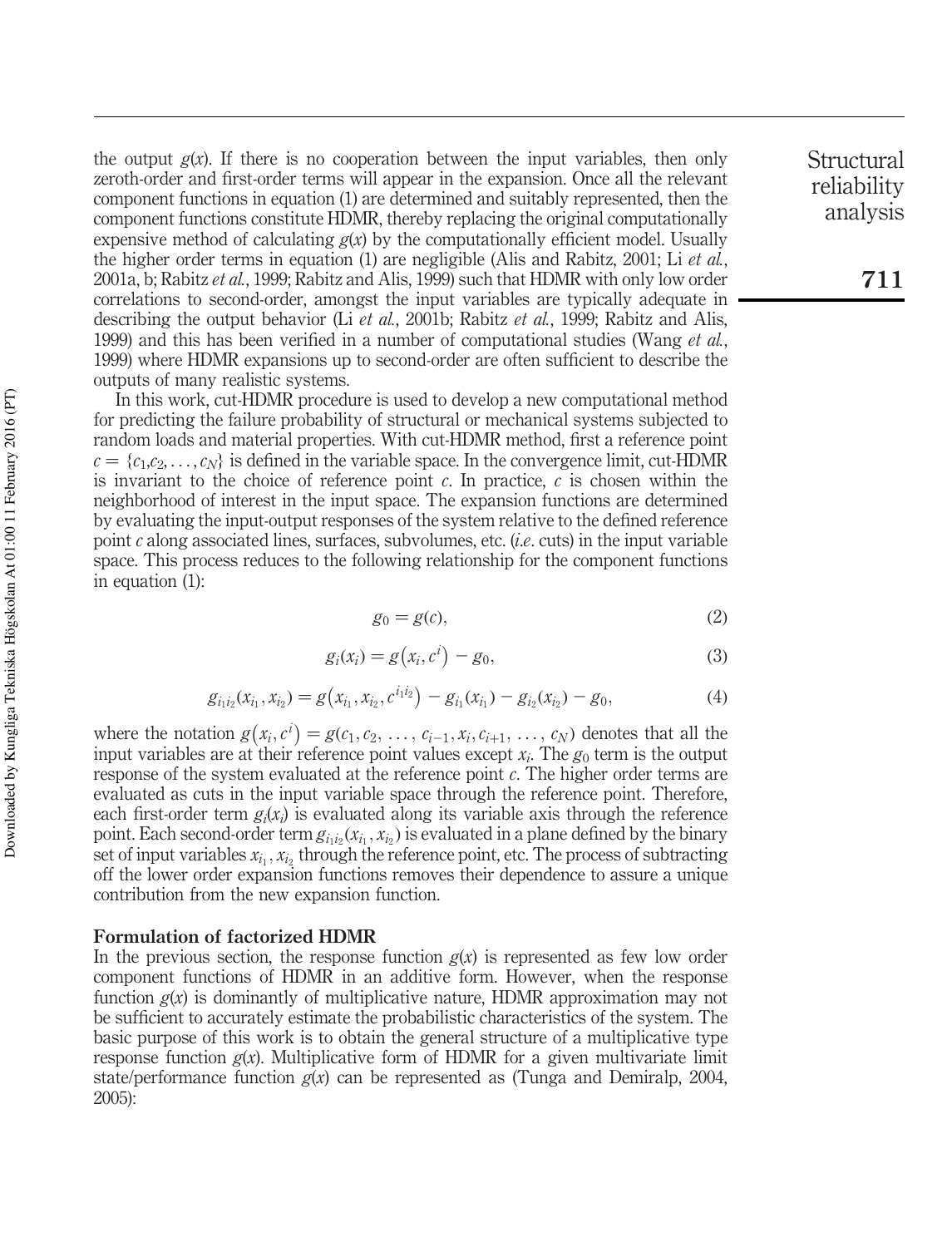the output $g(x)$. If there is no cooperation between the input variables, then only zeroth-order and first-order terms will appear in the expansion. Once all the relevant component functions in equation (1) are determined and suitably represented, then the component functions constitute HDMR, thereby replacing the original computationally expensive method of calculating $g(x)$ by the computationally efficient model. Usually the higher order terms in equation (1) are negligible (Alis and Rabitz, 2001; Li *et al.*, 2001a, b; Rabitz *et al.*, 1999; Rabitz and Alis, 1999) such that HDMR with only low order correlations to second-order, amongst the input variables are typically adequate in describing the output behavior (Li *et al.*, 2001b; Rabitz *et al.*, 1999; Rabitz and Alis, 1999) and this has been verified in a number of computational studies (Wang *et al.*, 1999) where HDMR expansions up to second-order are often sufficient to describe the outputs of many realistic systems.

In this work, cut-HDMR procedure is used to develop a new computational method for predicting the failure probability of structural or mechanical systems subjected to random loads and material properties. With cut-HDMR method, first a reference point $c = \{c_1, c_2, \ldots, c_N\}$ is defined in the variable space. In the convergence limit, cut-HDMR is invariant to the choice of reference point $c$. In practice, $c$ is chosen within the neighborhood of interest in the input space. The expansion functions are determined by evaluating the input-output responses of the system relative to the defined reference point $c$ along associated lines, surfaces, subvolumes, etc. (*i.e.* cuts) in the input variable space. This process reduces to the following relationship for the component functions in equation (1):

$$g_0 = g(c), \tag{2}$$

$$g_i(x_i) = g\left(x_i, c^i\right) - g_0, \tag{3}$$

$$g_{i_1 i_2}(x_{i_1}, x_{i_2}) = g\left(x_{i_1}, x_{i_2}, c^{i_1 i_2}\right) - g_{i_1}(x_{i_1}) - g_{i_2}(x_{i_2}) - g_0, \tag{4}$$

where the notation $g\left(x_i, c^i\right) = g(c_1, c_2, \ldots, c_{i-1}, x_i, c_{i+1}, \ldots, c_N)$ denotes that all the input variables are at their reference point values except $x_i$. The $g_0$ term is the output response of the system evaluated at the reference point $c$. The higher order terms are evaluated as cuts in the input variable space through the reference point. Therefore, each first-order term $g_i(x_i)$ is evaluated along its variable axis through the reference point. Each second-order term $g_{i_1 i_2}(x_{i_1}, x_{i_2})$ is evaluated in a plane defined by the binary set of input variables $x_{i_1}, x_{i_2}$ through the reference point, etc. The process of subtracting off the lower order expansion functions removes their dependence to assure a unique contribution from the new expansion function.

## Formulation of factorized HDMR

In the previous section, the response function $g(x)$ is represented as few low order component functions of HDMR in an additive form. However, when the response function $g(x)$ is dominantly of multiplicative nature, HDMR approximation may not be sufficient to accurately estimate the probabilistic characteristics of the system. The basic purpose of this work is to obtain the general structure of a multiplicative type response function $g(x)$. Multiplicative form of HDMR for a given multivariate limit state/performance function $g(x)$ can be represented as (Tunga and Demiralp, 2004, 2005):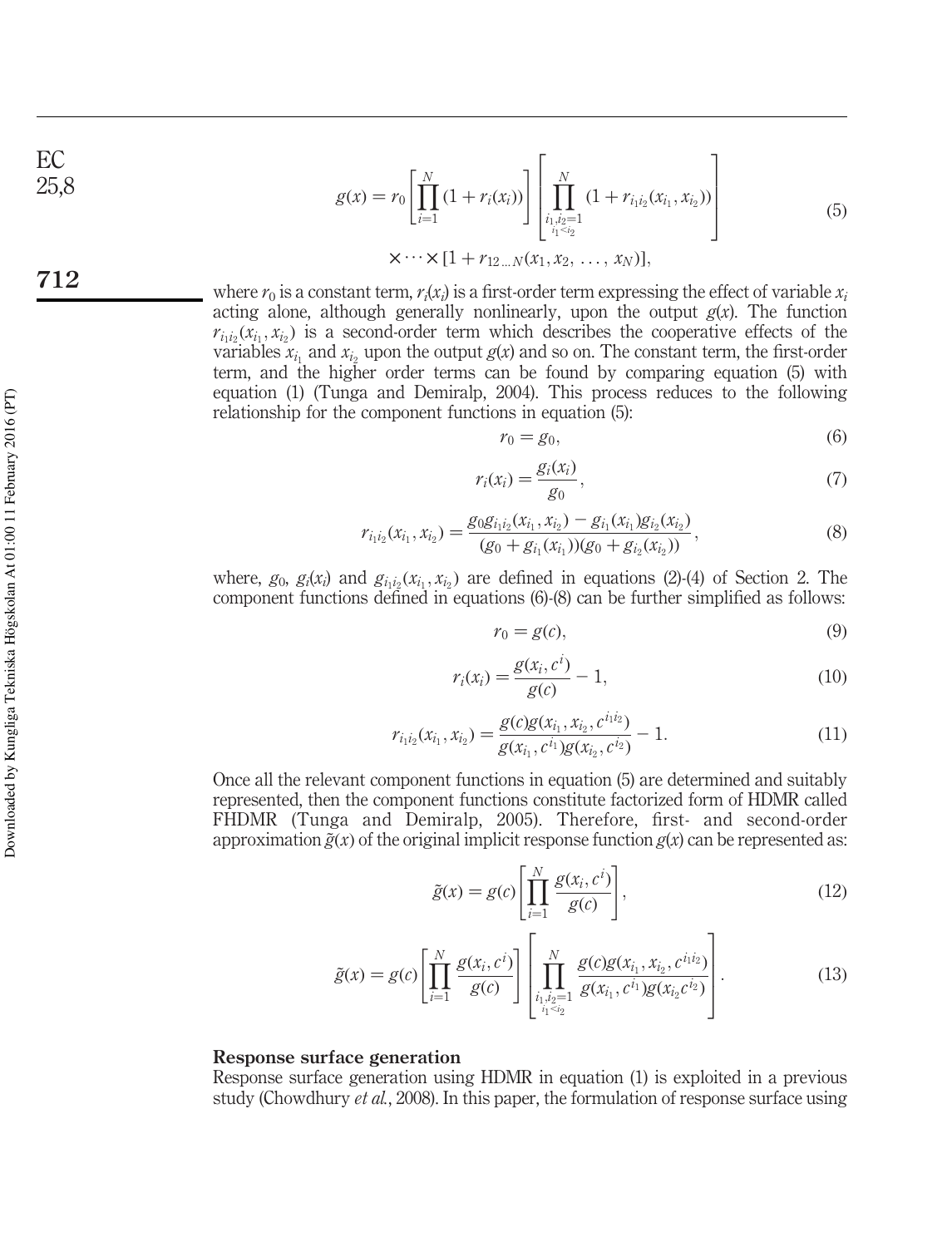$$g(x) = r_0 \left[ \prod_{i=1}^{N} (1 + r_i(x_i)) \right] \left[ \prod_{\substack{i_1, i_2 = 1 \\ i_1 < i_2}}^{N} (1 + r_{i_1 i_2}(x_{i_1}, x_{i_2})) \right] \times \cdots \times [1 + r_{12\ldots N}(x_1, x_2, \ldots, x_N)], \tag{5}$$

where $r_0$ is a constant term, $r_i(x_i)$ is a first-order term expressing the effect of variable $x_i$ acting alone, although generally nonlinearly, upon the output $g(x)$. The function $r_{i_1 i_2}(x_{i_1}, x_{i_2})$ is a second-order term which describes the cooperative effects of the variables $x_{i_1}$ and $x_{i_2}$ upon the output $g(x)$ and so on. The constant term, the first-order term, and the higher order terms can be found by comparing equation (5) with equation (1) (Tunga and Demiralp, 2004). This process reduces to the following relationship for the component functions in equation (5):

$$r_0 = g_0, \tag{6}$$

$$r_i(x_i) = \frac{g_i(x_i)}{g_0}, \tag{7}$$

$$r_{i_1 i_2}(x_{i_1}, x_{i_2}) = \frac{g_0 g_{i_1 i_2}(x_{i_1}, x_{i_2}) - g_{i_1}(x_{i_1}) g_{i_2}(x_{i_2})}{(g_0 + g_{i_1}(x_{i_1}))(g_0 + g_{i_2}(x_{i_2}))}, \tag{8}$$

where, $g_0$, $g_i(x_i)$ and $g_{i_1 i_2}(x_{i_1}, x_{i_2})$ are defined in equations (2)-(4) of Section 2. The component functions defined in equations (6)-(8) can be further simplified as follows:

$$r_0 = g(c), \tag{9}$$

$$r_i(x_i) = \frac{g(x_i, c^i)}{g(c)} - 1, \tag{10}$$

$$r_{i_1 i_2}(x_{i_1}, x_{i_2}) = \frac{g(c) g(x_{i_1}, x_{i_2}, c^{i_1 i_2})}{g(x_{i_1}, c^{i_1}) g(x_{i_2}, c^{i_2})} - 1. \tag{11}$$

Once all the relevant component functions in equation (5) are determined and suitably represented, then the component functions constitute factorized form of HDMR called FHDMR (Tunga and Demiralp, 2005). Therefore, first- and second-order approximation $\tilde{g}(x)$ of the original implicit response function $g(x)$ can be represented as:

$$\tilde{g}(x) = g(c) \left[ \prod_{i=1}^{N} \frac{g(x_i, c^i)}{g(c)} \right], \tag{12}$$

$$\tilde{g}(x) = g(c) \left[ \prod_{i=1}^{N} \frac{g(x_i, c^i)}{g(c)} \right] \left[ \prod_{\substack{i_1, i_2 = 1 \\ i_1 < i_2}}^{N} \frac{g(c) g(x_{i_1}, x_{i_2}, c^{i_1 i_2})}{g(x_{i_1}, c^{i_1}) g(x_{i_2} c^{i_2})} \right]. \tag{13}$$

### Response surface generation

Response surface generation using HDMR in equation (1) is exploited in a previous study (Chowdhury *et al.*, 2008). In this paper, the formulation of response surface using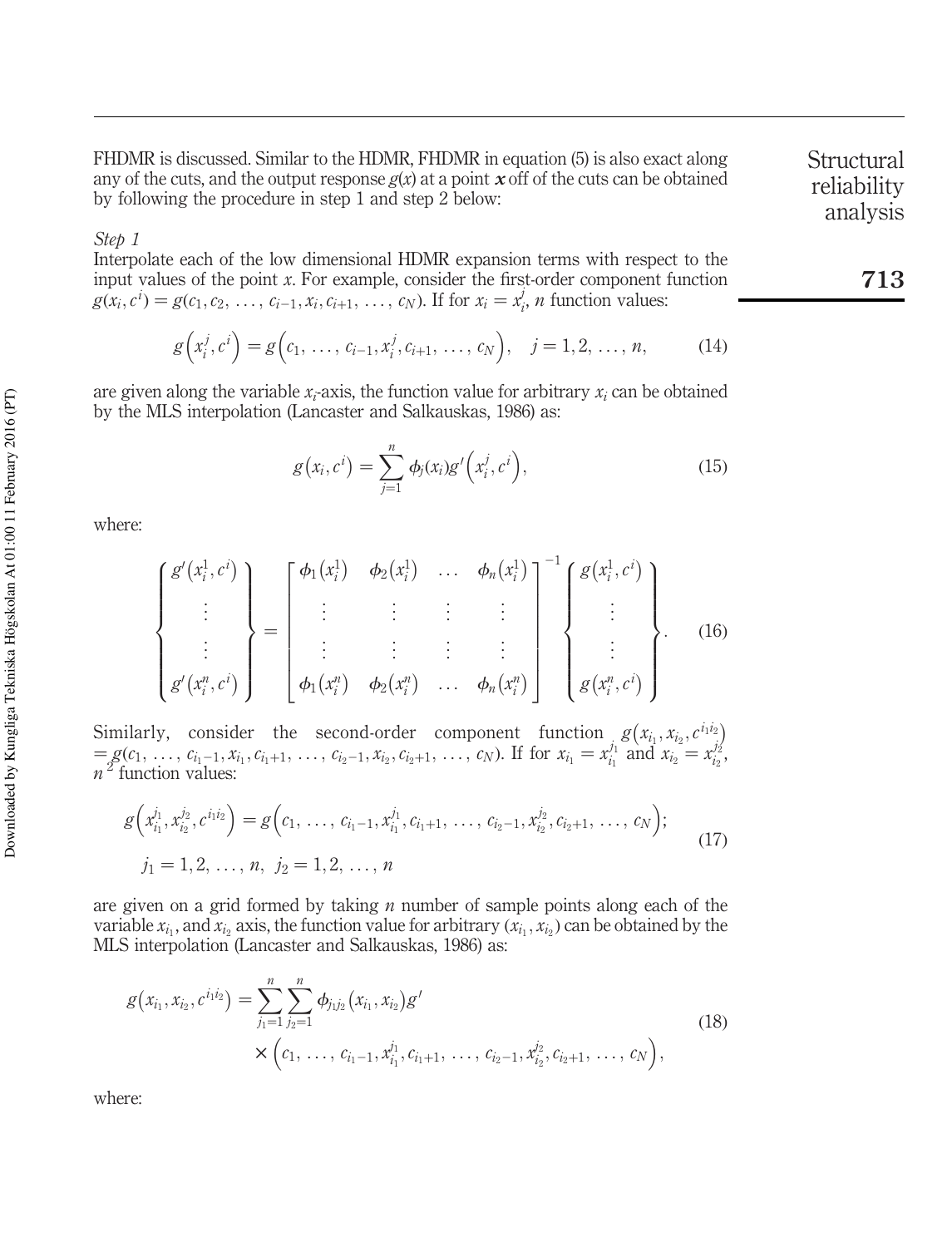FHDMR is discussed. Similar to the HDMR, FHDMR in equation (5) is also exact along any of the cuts, and the output response $g(x)$ at a point $\boldsymbol{x}$ off of the cuts can be obtained by following the procedure in step 1 and step 2 below:

*Step 1*

Interpolate each of the low dimensional HDMR expansion terms with respect to the input values of the point $x$. For example, consider the first-order component function $g(x_i, c^i) = g(c_1, c_2, \ldots, c_{i-1}, x_i, c_{i+1}, \ldots, c_N)$. If for $x_i = x_i^j$, $n$ function values:

$$g\left(x_i^j, c^i\right) = g\left(c_1, \ldots, c_{i-1}, x_i^j, c_{i+1}, \ldots, c_N\right), \quad j = 1, 2, \ldots, n, \tag{14}$$

are given along the variable $x_i$-axis, the function value for arbitrary $x_i$ can be obtained by the MLS interpolation (Lancaster and Salkauskas, 1986) as:

$$g\left(x_i, c^i\right) = \sum_{j=1}^{n} \phi_j(x_i) g'\left(x_i^j, c^i\right), \tag{15}$$

where:

$$\left\{ \begin{array}{c} g'\left(x_i^1, c^i\right) \\ \vdots \\ \vdots \\ g'\left(x_i^n, c^i\right) \end{array} \right\} = \begin{bmatrix} \phi_1\left(x_i^1\right) & \phi_2\left(x_i^1\right) & \ldots & \phi_n\left(x_i^1\right) \\ \vdots & \vdots & \vdots & \vdots \\ \vdots & \vdots & \vdots & \vdots \\ \phi_1\left(x_i^n\right) & \phi_2\left(x_i^n\right) & \ldots & \phi_n\left(x_i^n\right) \end{bmatrix}^{-1} \left\{ \begin{array}{c} g\left(x_i^1, c^i\right) \\ \vdots \\ \vdots \\ g\left(x_i^n, c^i\right) \end{array} \right\}. \tag{16}$$

Similarly, consider the second-order component function $g\left(x_{i_1}, x_{i_2}, c^{i_1 i_2}\right) = g(c_1, \ldots, c_{i_1-1}, x_{i_1}, c_{i_1+1}, \ldots, c_{i_2-1}, x_{i_2}, c_{i_2+1}, \ldots, c_N)$. If for $x_{i_1} = x_{i_1}^{j_1}$ and $x_{i_2} = x_{i_2}^{j_2}$, $n^2$ function values:

$$\begin{aligned} & g\left(x_{i_1}^{j_1}, x_{i_2}^{j_2}, c^{i_1 i_2}\right) = g\left(c_1, \ldots, c_{i_1-1}, x_{i_1}^{j_1}, c_{i_1+1}, \ldots, c_{i_2-1}, x_{i_2}^{j_2}, c_{i_2+1}, \ldots, c_N\right); \\ & j_1 = 1, 2, \ldots, n, \;\; j_2 = 1, 2, \ldots, n \end{aligned} \tag{17}$$

are given on a grid formed by taking $n$ number of sample points along each of the variable $x_{i_1}$, and $x_{i_2}$ axis, the function value for arbitrary $(x_{i_1}, x_{i_2})$ can be obtained by the MLS interpolation (Lancaster and Salkauskas, 1986) as:

$$\begin{aligned} g\left(x_{i_1}, x_{i_2}, c^{i_1 i_2}\right) = & \sum_{j_1=1}^{n} \sum_{j_2=1}^{n} \phi_{j_1 j_2}\left(x_{i_1}, x_{i_2}\right) g' \\ & \times \left(c_1, \ldots, c_{i_1-1}, x_{i_1}^{j_1}, c_{i_1+1}, \ldots, c_{i_2-1}, x_{i_2}^{j_2}, c_{i_2+1}, \ldots, c_N\right), \end{aligned} \tag{18}$$

where: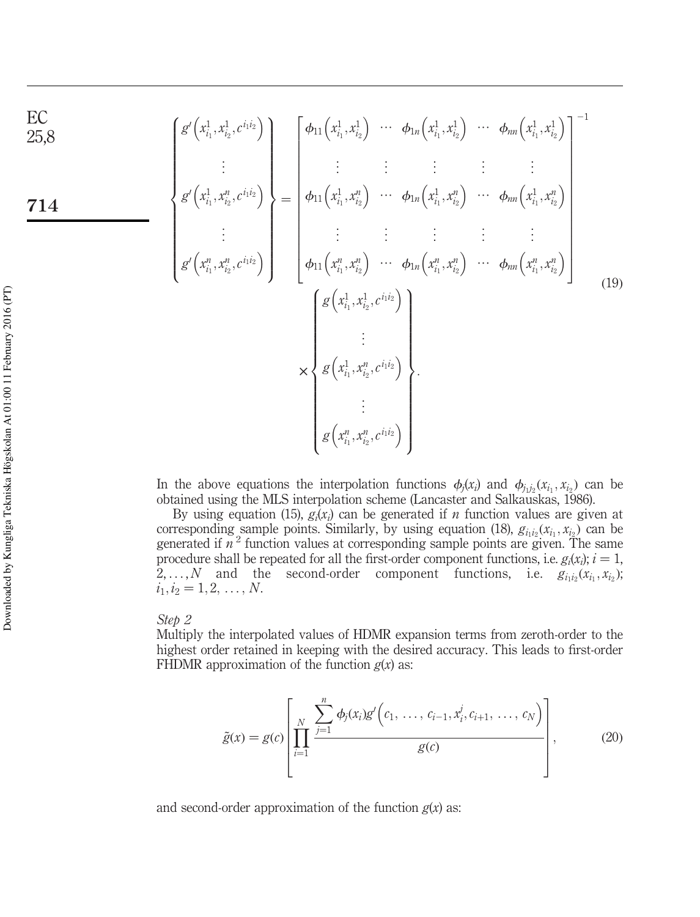$$
\begin{Bmatrix}
g'\left(x_{i_1}^1, x_{i_2}^1, c^{i_1 i_2}\right) \\
\vdots \\
g'\left(x_{i_1}^1, x_{i_2}^n, c^{i_1 i_2}\right) \\
\vdots \\
g'\left(x_{i_1}^n, x_{i_2}^n, c^{i_1 i_2}\right)
\end{Bmatrix}
=
\begin{bmatrix}
\phi_{11}\left(x_{i_1}^1, x_{i_2}^1\right) & \cdots & \phi_{1n}\left(x_{i_1}^1, x_{i_2}^1\right) & \cdots & \phi_{nn}\left(x_{i_1}^1, x_{i_2}^1\right) \\
\vdots & \vdots & \vdots & \vdots & \vdots \\
\phi_{11}\left(x_{i_1}^1, x_{i_2}^n\right) & \cdots & \phi_{1n}\left(x_{i_1}^1, x_{i_2}^n\right) & \cdots & \phi_{nn}\left(x_{i_1}^1, x_{i_2}^n\right) \\
\vdots & \vdots & \vdots & \vdots & \vdots \\
\phi_{11}\left(x_{i_1}^n, x_{i_2}^n\right) & \cdots & \phi_{1n}\left(x_{i_1}^n, x_{i_2}^n\right) & \cdots & \phi_{nn}\left(x_{i_1}^n, x_{i_2}^n\right)
\end{bmatrix}^{-1}
\times
\begin{Bmatrix}
g\left(x_{i_1}^1, x_{i_2}^1, c^{i_1 i_2}\right) \\
\vdots \\
g\left(x_{i_1}^1, x_{i_2}^n, c^{i_1 i_2}\right) \\
\vdots \\
g\left(x_{i_1}^n, x_{i_2}^n, c^{i_1 i_2}\right)
\end{Bmatrix}. \tag{19}
$$

In the above equations the interpolation functions $\phi_j(x_i)$ and $\phi_{j_1 j_2}(x_{i_1}, x_{i_2})$ can be obtained using the MLS interpolation scheme (Lancaster and Salkauskas, 1986).

By using equation (15), $g_i(x_i)$ can be generated if $n$ function values are given at corresponding sample points. Similarly, by using equation (18), $g_{i_1 i_2}(x_{i_1}, x_{i_2})$ can be generated if $n^2$ function values at corresponding sample points are given. The same procedure shall be repeated for all the first-order component functions, i.e. $g_i(x_i)$; $i = 1, 2, \ldots, N$ and the second-order component functions, i.e. $g_{i_1 i_2}(x_{i_1}, x_{i_2})$; $i_1, i_2 = 1, 2, \ldots, N$.

*Step 2*

Multiply the interpolated values of HDMR expansion terms from zeroth-order to the highest order retained in keeping with the desired accuracy. This leads to first-order FHDMR approximation of the function $g(x)$ as:

$$
\tilde{g}(x) = g(c)\left[\prod_{i=1}^{N} \frac{\sum_{j=1}^{n} \phi_j(x_i) g'\left(c_1, \ldots, c_{i-1}, x_i^j, c_{i+1}, \ldots, c_N\right)}{g(c)}\right], \tag{20}
$$

and second-order approximation of the function $g(x)$ as: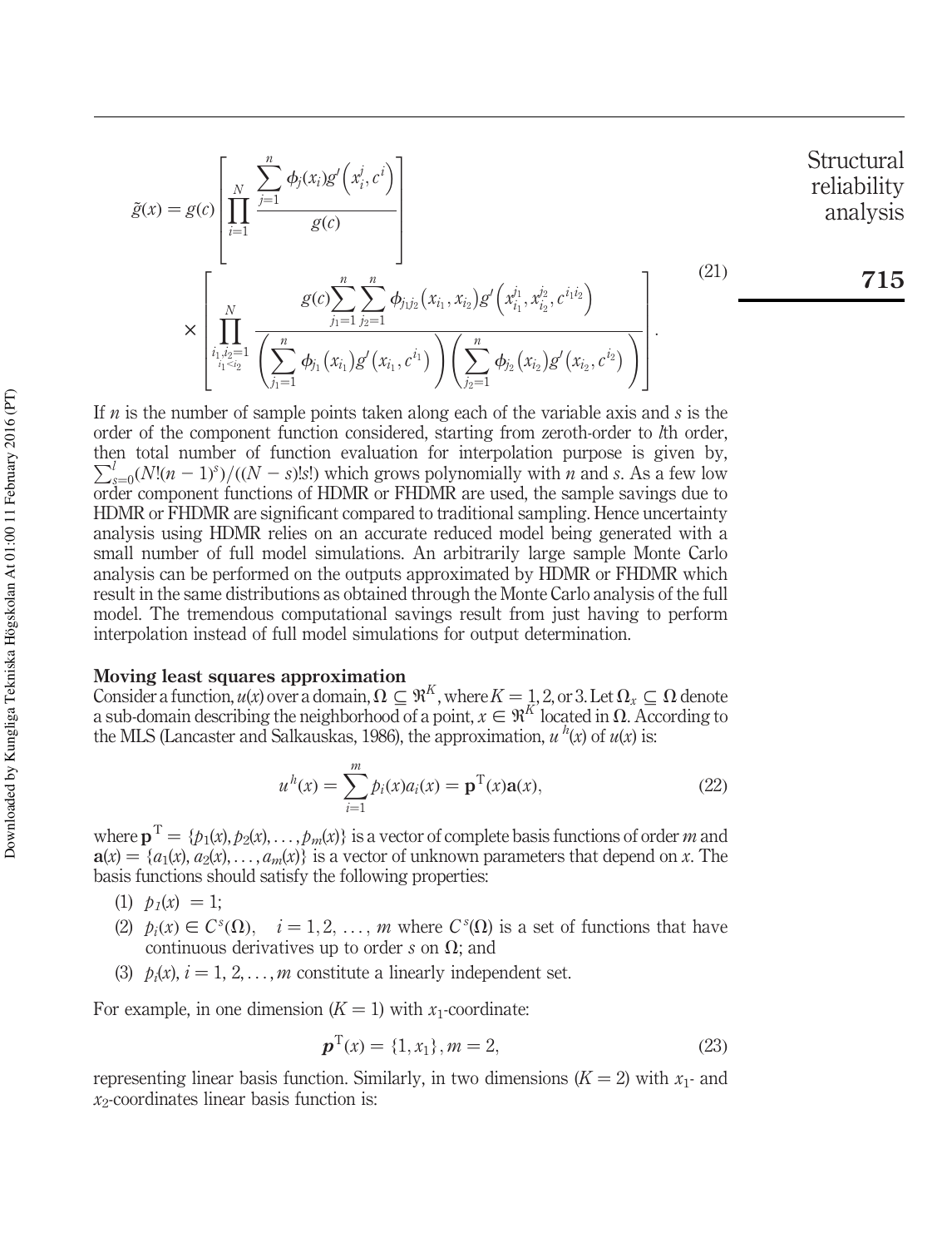$$\tilde{g}(x) = g(c)\left[\prod_{i=1}^{N} \frac{\sum_{j=1}^{n} \phi_j(x_i) g'\left(x_i^j, c^i\right)}{g(c)}\right] \times \left[\prod_{\substack{i_1,i_2=1 \\ i_1<i_2}}^{N} \frac{g(c)\sum_{j_1=1}^{n}\sum_{j_2=1}^{n} \phi_{j_1 j_2}\left(x_{i_1}, x_{i_2}\right) g'\left(x_{i_1}^{j_1}, x_{i_2}^{j_2}, c^{i_1 i_2}\right)}{\left(\sum_{j_1=1}^{n} \phi_{j_1}\left(x_{i_1}\right) g'\left(x_{i_1}, c^{i_1}\right)\right)\left(\sum_{j_2=1}^{n} \phi_{j_2}\left(x_{i_2}\right) g'\left(x_{i_2}, c^{i_2}\right)\right)}\right]. \tag{21}$$

If $n$ is the number of sample points taken along each of the variable axis and $s$ is the order of the component function considered, starting from zeroth-order to $l$th order, then total number of function evaluation for interpolation purpose is given by, $\sum_{s=0}^{l}(N!(n-1)^s)/((N-s)!s!)$ which grows polynomially with $n$ and $s$. As a few low order component functions of HDMR or FHDMR are used, the sample savings due to HDMR or FHDMR are significant compared to traditional sampling. Hence uncertainty analysis using HDMR relies on an accurate reduced model being generated with a small number of full model simulations. An arbitrarily large sample Monte Carlo analysis can be performed on the outputs approximated by HDMR or FHDMR which result in the same distributions as obtained through the Monte Carlo analysis of the full model. The tremendous computational savings result from just having to perform interpolation instead of full model simulations for output determination.

### Moving least squares approximation

Consider a function, $u(x)$ over a domain, $\Omega \subseteq \Re^K$, where $K = 1, 2$, or 3. Let $\Omega_x \subseteq \Omega$ denote a sub-domain describing the neighborhood of a point, $x \in \Re^K$ located in $\Omega$. According to the MLS (Lancaster and Salkauskas, 1986), the approximation, $u^h(x)$ of $u(x)$ is:

$$u^h(x) = \sum_{i=1}^{m} p_i(x) a_i(x) = \mathbf{p}^{\mathrm{T}}(x)\mathbf{a}(x), \tag{22}$$

where $\mathbf{p}^{\mathrm{T}} = \{p_1(x), p_2(x), \ldots, p_m(x)\}$ is a vector of complete basis functions of order $m$ and $\mathbf{a}(x) = \{a_1(x), a_2(x), \ldots, a_m(x)\}$ is a vector of unknown parameters that depend on $x$. The basis functions should satisfy the following properties:

1. $p_1(x) = 1$;
2. $p_i(x) \in C^s(\Omega), \quad i = 1, 2, \ldots, m$ where $C^s(\Omega)$ is a set of functions that have continuous derivatives up to order $s$ on $\Omega$; and
3. $p_i(x), i = 1, 2, \ldots, m$ constitute a linearly independent set.

For example, in one dimension ($K = 1$) with $x_1$-coordinate:

$$\boldsymbol{p}^{\mathrm{T}}(x) = \{1, x_1\}, m = 2, \tag{23}$$

representing linear basis function. Similarly, in two dimensions ($K = 2$) with $x_1$- and $x_2$-coordinates linear basis function is: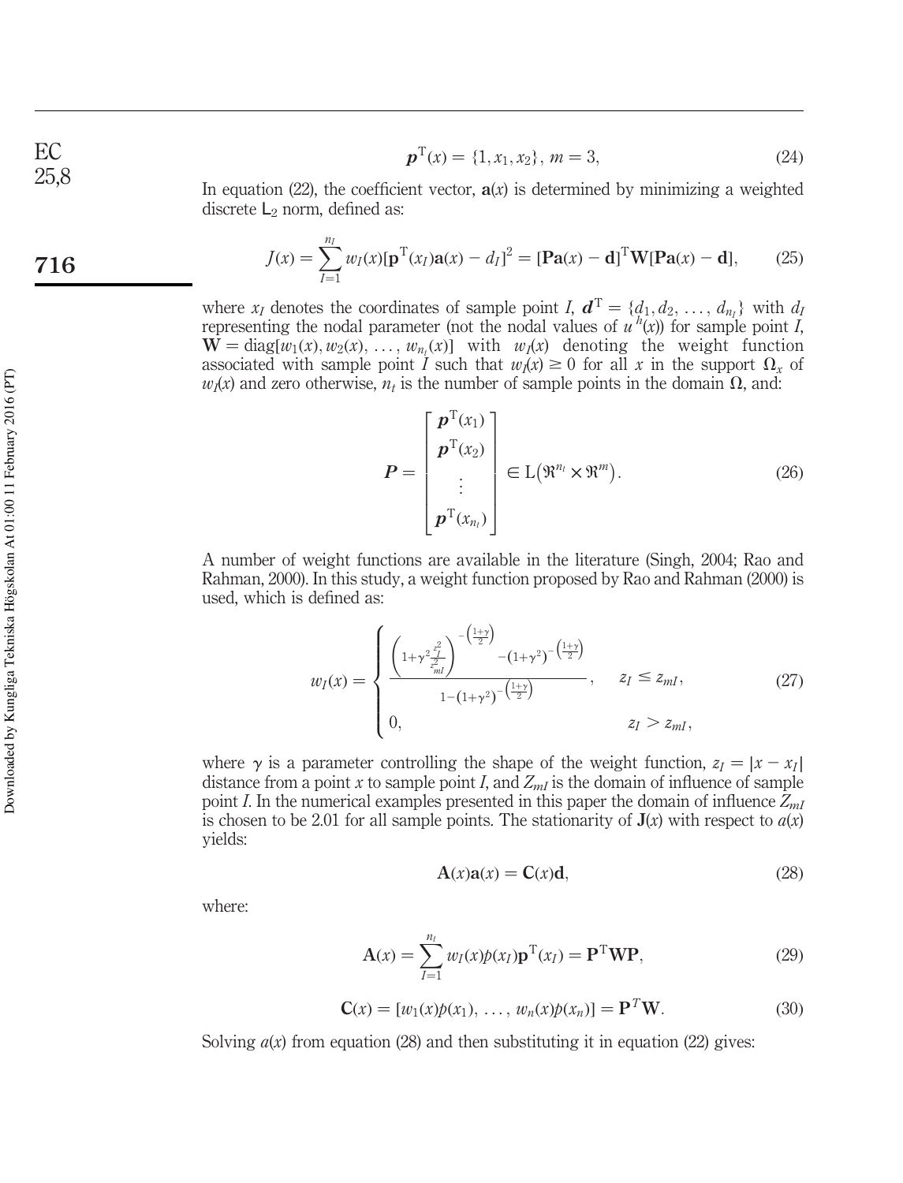$$\boldsymbol{p}^{\mathrm{T}}(x) = \{1, x_1, x_2\},\ m = 3, \tag{24}$$

In equation (22), the coefficient vector, $\mathbf{a}(x)$ is determined by minimizing a weighted discrete $\mathsf{L}_2$ norm, defined as:

$$J(x) = \sum_{I=1}^{n_I} w_I(x)[\mathbf{p}^{\mathrm{T}}(x_I)\mathbf{a}(x) - d_I]^2 = [\mathbf{Pa}(x) - \mathbf{d}]^{\mathrm{T}}\mathbf{W}[\mathbf{Pa}(x) - \mathbf{d}], \tag{25}$$

where $x_I$ denotes the coordinates of sample point $I$, $\boldsymbol{d}^{\mathrm{T}} = \{d_1, d_2, \ldots, d_{n_t}\}$ with $d_I$ representing the nodal parameter (not the nodal values of $u^h(x)$) for sample point $I$, $\mathbf{W} = \mathrm{diag}[w_1(x), w_2(x), \ldots, w_{n_t}(x)]$ with $w_I(x)$ denoting the weight function associated with sample point $I$ such that $w_I(x) \geq 0$ for all $x$ in the support $\Omega_x$ of $w_I(x)$ and zero otherwise, $n_t$ is the number of sample points in the domain $\Omega$, and:

$$\boldsymbol{P} = \begin{bmatrix} \boldsymbol{p}^{\mathrm{T}}(x_1) \\ \boldsymbol{p}^{\mathrm{T}}(x_2) \\ \vdots \\ \boldsymbol{p}^{\mathrm{T}}(x_{n_t}) \end{bmatrix} \in \mathrm{L}\left(\Re^{n_t} \times \Re^m\right). \tag{26}$$

A number of weight functions are available in the literature (Singh, 2004; Rao and Rahman, 2000). In this study, a weight function proposed by Rao and Rahman (2000) is used, which is defined as:

$$w_I(x) = \begin{cases} \dfrac{\left(1+\gamma^2\frac{z_I^2}{z_{mI}^2}\right)^{-\left(\frac{1+\gamma}{2}\right)} - \left(1+\gamma^2\right)^{-\left(\frac{1+\gamma}{2}\right)}}{1-\left(1+\gamma^2\right)^{-\left(\frac{1+\gamma}{2}\right)}}, & z_I \leq z_{mI}, \\ 0, & z_I > z_{mI}, \end{cases} \tag{27}$$

where $\gamma$ is a parameter controlling the shape of the weight function, $z_I = |x - x_I|$ distance from a point $x$ to sample point $I$, and $Z_{mI}$ is the domain of influence of sample point $I$. In the numerical examples presented in this paper the domain of influence $Z_{mI}$ is chosen to be 2.01 for all sample points. The stationarity of $\mathbf{J}(x)$ with respect to $a(x)$ yields:

$$\mathbf{A}(x)\mathbf{a}(x) = \mathbf{C}(x)\mathbf{d}, \tag{28}$$

where:

$$\mathbf{A}(x) = \sum_{I=1}^{n_t} w_I(x)p(x_I)\mathbf{p}^{\mathrm{T}}(x_I) = \mathbf{P}^{\mathrm{T}}\mathbf{WP}, \tag{29}$$

$$\mathbf{C}(x) = [w_1(x)p(x_1),\ \ldots,\ w_n(x)p(x_n)] = \mathbf{P}^T\mathbf{W}. \tag{30}$$

Solving $a(x)$ from equation (28) and then substituting it in equation (22) gives: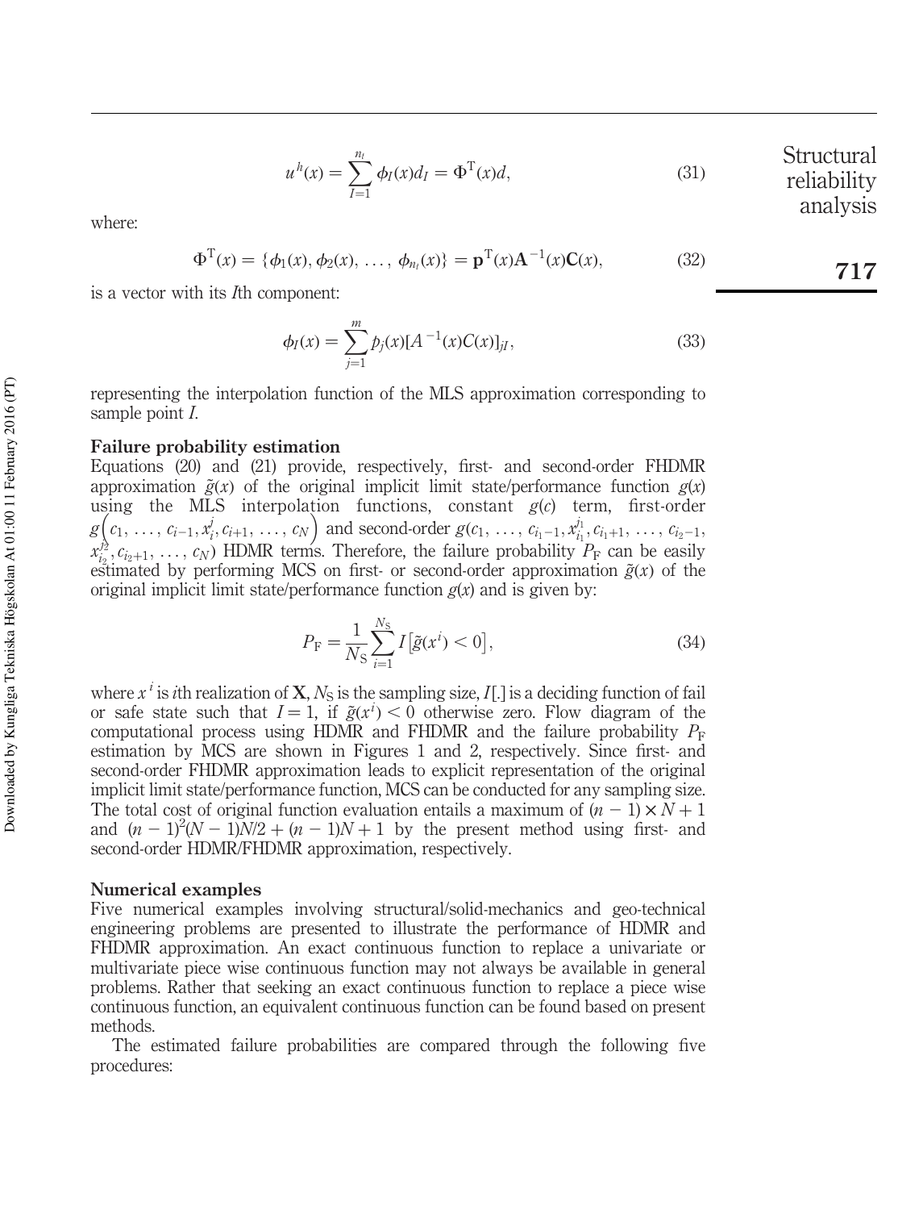$$u^h(x) = \sum_{I=1}^{n_t} \phi_I(x) d_I = \Phi^{\mathrm{T}}(x) d, \tag{31}$$

where:

$$\Phi^{\mathrm{T}}(x) = \{\phi_1(x), \phi_2(x), \ldots, \phi_{n_t}(x)\} = \mathbf{p}^{\mathrm{T}}(x)\mathbf{A}^{-1}(x)\mathbf{C}(x), \tag{32}$$

is a vector with its $I$th component:

$$\phi_I(x) = \sum_{j=1}^{m} p_j(x)[A^{-1}(x)C(x)]_{jI}, \tag{33}$$

representing the interpolation function of the MLS approximation corresponding to sample point $I$.

### Failure probability estimation

Equations (20) and (21) provide, respectively, first- and second-order FHDMR approximation $\tilde{g}(x)$ of the original implicit limit state/performance function $g(x)$ using the MLS interpolation functions, constant $g(c)$ term, first-order $g\left(c_1, \ldots, c_{i-1}, x_i^j, c_{i+1}, \ldots, c_N\right)$ and second-order $g(c_1, \ldots, c_{i_1-1}, x_{i_1}^{j_1}, c_{i_1+1}, \ldots, c_{i_2-1}, x_{i_2}^{j_2}, c_{i_2+1}, \ldots, c_N)$ HDMR terms. Therefore, the failure probability $P_{\mathrm{F}}$ can be easily estimated by performing MCS on first- or second-order approximation $\tilde{g}(x)$ of the original implicit limit state/performance function $g(x)$ and is given by:

$$P_{\mathrm{F}} = \frac{1}{N_{\mathrm{S}}} \sum_{i=1}^{N_{\mathrm{S}}} I\left[\tilde{g}(x^i) < 0\right], \tag{34}$$

where $x^i$ is $i$th realization of $\mathbf{X}$, $N_{\mathrm{S}}$ is the sampling size, $I[.]$ is a deciding function of fail or safe state such that $I = 1$, if $\tilde{g}(x^i) < 0$ otherwise zero. Flow diagram of the computational process using HDMR and FHDMR and the failure probability $P_{\mathrm{F}}$ estimation by MCS are shown in Figures 1 and 2, respectively. Since first- and second-order FHDMR approximation leads to explicit representation of the original implicit limit state/performance function, MCS can be conducted for any sampling size. The total cost of original function evaluation entails a maximum of $(n-1) \times N + 1$ and $(n-1)^2(N-1)N/2 + (n-1)N + 1$ by the present method using first- and second-order HDMR/FHDMR approximation, respectively.

### Numerical examples

Five numerical examples involving structural/solid-mechanics and geo-technical engineering problems are presented to illustrate the performance of HDMR and FHDMR approximation. An exact continuous function to replace a univariate or multivariate piece wise continuous function may not always be available in general problems. Rather that seeking an exact continuous function to replace a piece wise continuous function, an equivalent continuous function can be found based on present methods.

The estimated failure probabilities are compared through the following five procedures: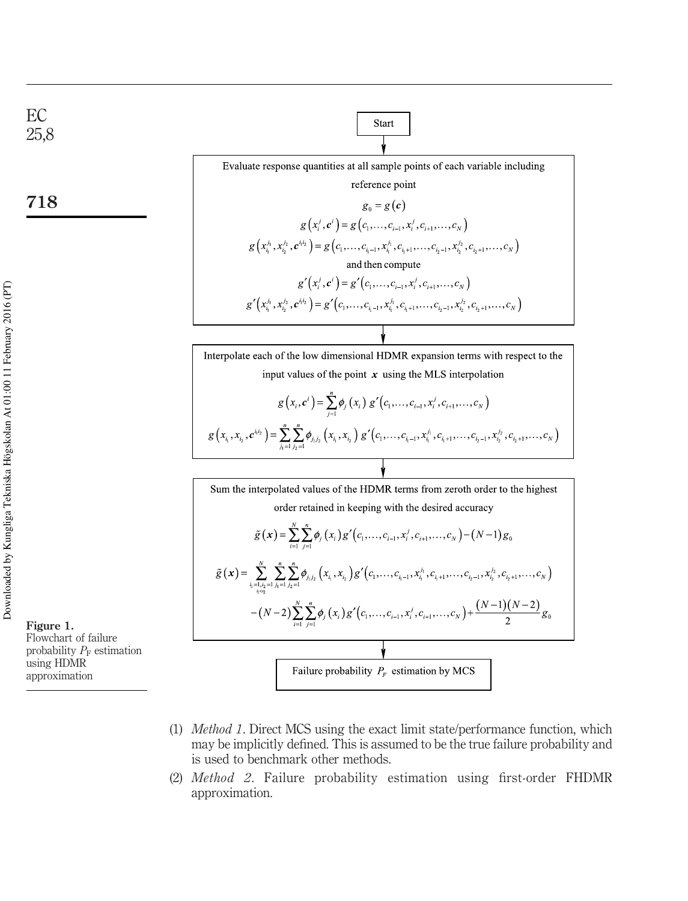Start

Evaluate response quantities at all sample points of each variable including reference point

$$g_0 = g(\boldsymbol{c})$$

$$g\left(x_i^j, \boldsymbol{c}^i\right) = g\left(c_1, \ldots, c_{i-1}, x_i^j, c_{i+1}, \ldots, c_N\right)$$

$$g\left(x_{i_1}^{j_1}, x_{i_2}^{j_2}, \boldsymbol{c}^{i_1 i_2}\right) = g\left(c_1, \ldots, c_{i_1-1}, x_{i_1}^{j_1}, c_{i_1+1}, \ldots, c_{i_2-1}, x_{i_2}^{j_2}, c_{i_2+1}, \ldots, c_N\right)$$

and then compute

$$g'\left(x_i^j, \boldsymbol{c}^i\right) = g'\left(c_1, \ldots, c_{i-1}, x_i^j, c_{i+1}, \ldots, c_N\right)$$

$$g'\left(x_{i_1}^{j_1}, x_{i_2}^{j_2}, \boldsymbol{c}^{i_1 i_2}\right) = g'\left(c_1, \ldots, c_{i_1-1}, x_{i_1}^{j_1}, c_{i_1+1}, \ldots, c_{i_2-1}, x_{i_2}^{j_2}, c_{i_2+1}, \ldots, c_N\right)$$

Interpolate each of the low dimensional HDMR expansion terms with respect to the input values of the point $\boldsymbol{x}$ using the MLS interpolation

$$g\left(x_i, \boldsymbol{c}^i\right) = \sum_{j=1}^{n} \phi_j\left(x_i\right) g'\left(c_1, \ldots, c_{i-1}, x_i^j, c_{i+1}, \ldots, c_N\right)$$

$$g\left(x_{i_1}, x_{i_2}, \boldsymbol{c}^{i_1 i_2}\right) = \sum_{j_1=1}^{n}\sum_{j_2=1}^{n} \phi_{j_1 j_2}\left(x_{i_1}, x_{i_2}\right) g'\left(c_1, \ldots, c_{i_1-1}, x_{i_1}^{j_1}, c_{i_1+1}, \ldots, c_{i_2-1}, x_{i_2}^{j_2}, c_{i_2+1}, \ldots, c_N\right)$$

Sum the interpolated values of the HDMR terms from zeroth order to the highest order retained in keeping with the desired accuracy

$$\tilde{g}(\boldsymbol{x}) = \sum_{i=1}^{N}\sum_{j=1}^{n} \phi_j\left(x_i\right) g'\left(c_1, \ldots, c_{i-1}, x_i^j, c_{i+1}, \ldots, c_N\right) - (N-1) g_0$$

$$\tilde{g}(\boldsymbol{x}) = \sum_{\substack{i_1=1, i_2=1 \\ i_1<i_2}}^{N} \sum_{j_1=1}^{n}\sum_{j_2=1}^{n} \phi_{j_1 j_2}\left(x_{i_1}, x_{i_2}\right) g'\left(c_1, \ldots, c_{i_1-1}, x_{i_1}^{j_1}, c_{i_1+1}, \ldots, c_{i_2-1}, x_{i_2}^{j_2}, c_{i_2+1}, \ldots, c_N\right)$$
$$-(N-2)\sum_{i=1}^{N}\sum_{j=1}^{n} \phi_j\left(x_i\right) g'\left(c_1, \ldots, c_{i-1}, x_i^j, c_{i+1}, \ldots, c_N\right) + \frac{(N-1)(N-2)}{2} g_0$$

Failure probability $P_F$ estimation by MCS

**Figure 1.** Flowchart of failure probability $P_F$ estimation using HDMR approximation

(1) *Method 1*. Direct MCS using the exact limit state/performance function, which may be implicitly defined. This is assumed to be the true failure probability and is used to benchmark other methods.

(2) *Method 2*. Failure probability estimation using first-order FHDMR approximation.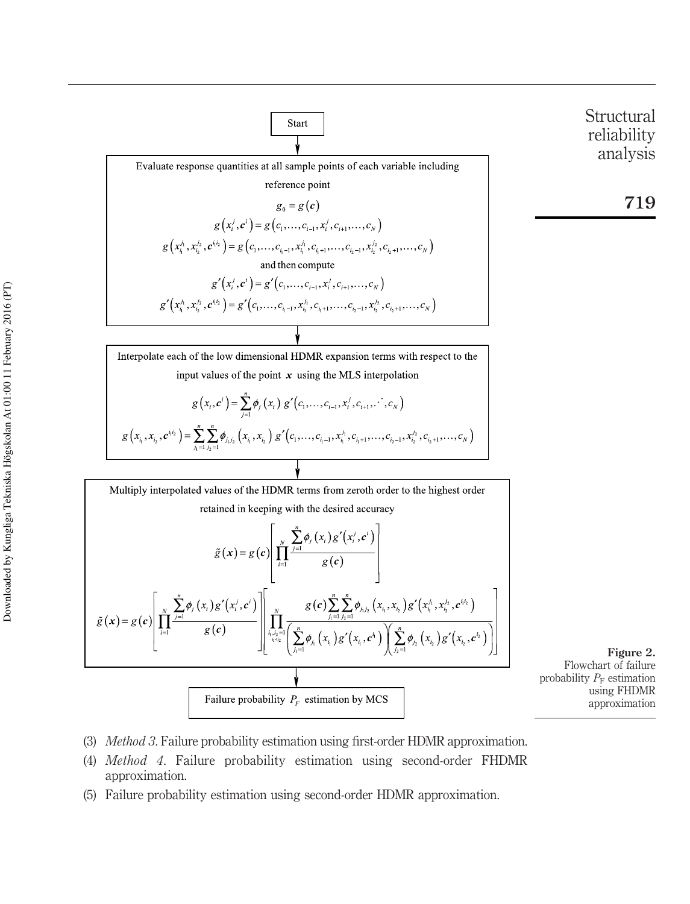Start

Evaluate response quantities at all sample points of each variable including reference point

$$g_0 = g(\boldsymbol{c})$$

$$g\left(x_i^j, \boldsymbol{c}^i\right) = g\left(c_1, \ldots, c_{i-1}, x_i^j, c_{i+1}, \ldots, c_N\right)$$

$$g\left(x_{i_1}^{j_1}, x_{i_2}^{j_2}, \boldsymbol{c}^{i_1 i_2}\right) = g\left(c_1, \ldots, c_{i_1-1}, x_{i_1}^{j_1}, c_{i_1+1}, \ldots, c_{i_2-1}, x_{i_2}^{j_2}, c_{i_2+1}, \ldots, c_N\right)$$

and then compute

$$g'\left(x_i^j, \boldsymbol{c}^i\right) = g'\left(c_1, \ldots, c_{i-1}, x_i^j, c_{i+1}, \ldots, c_N\right)$$

$$g'\left(x_{i_1}^{j_1}, x_{i_2}^{j_2}, \boldsymbol{c}^{i_1 i_2}\right) = g'\left(c_1, \ldots, c_{i_1-1}, x_{i_1}^{j_1}, c_{i_1+1}, \ldots, c_{i_2-1}, x_{i_2}^{j_2}, c_{i_2+1}, \ldots, c_N\right)$$

Interpolate each of the low dimensional HDMR expansion terms with respect to the input values of the point $\boldsymbol{x}$ using the MLS interpolation

$$g\left(x_i, \boldsymbol{c}^i\right) = \sum_{j=1}^{n} \phi_j\left(x_i\right) g'\left(c_1, \ldots, c_{i-1}, x_i^j, c_{i+1}, \ldots, c_N\right)$$

$$g\left(x_{i_1}, x_{i_2}, \boldsymbol{c}^{i_1 i_2}\right) = \sum_{j_1=1}^{n} \sum_{j_2=1}^{n} \phi_{j_1 j_2}\left(x_{i_1}, x_{i_2}\right) g'\left(c_1, \ldots, c_{i_1-1}, x_{i_1}^{j_1}, c_{i_1+1}, \ldots, c_{i_2-1}, x_{i_2}^{j_2}, c_{i_2+1}, \ldots, c_N\right)$$

Multiply interpolated values of the HDMR terms from zeroth order to the highest order retained in keeping with the desired accuracy

$$\tilde{g}(\boldsymbol{x}) = g(\boldsymbol{c}) \left[ \prod_{i=1}^{N} \frac{\sum_{j=1}^{n} \phi_j\left(x_i\right) g'\left(x_i^j, \boldsymbol{c}^i\right)}{g(\boldsymbol{c})} \right]$$

$$\tilde{g}(\boldsymbol{x}) = g(\boldsymbol{c}) \left[ \prod_{i=1}^{N} \frac{\sum_{j=1}^{n} \phi_j\left(x_i\right) g'\left(x_i^j, \boldsymbol{c}^i\right)}{g(\boldsymbol{c})} \right] \left[ \prod_{\substack{i_1, i_2=1 \\ i_1 < i_2}}^{N} \frac{g(\boldsymbol{c}) \sum_{j_1=1}^{n} \sum_{j_2=1}^{n} \phi_{j_1 j_2}\left(x_{i_1}, x_{i_2}\right) g'\left(x_{i_1}^{j_1}, x_{i_2}^{j_2}, \boldsymbol{c}^{i_1 i_2}\right)}{\left( \sum_{j_1=1}^{n} \phi_{j_1}\left(x_{i_1}\right) g'\left(x_{i_1}, \boldsymbol{c}^{i_1}\right) \right) \left( \sum_{j_2=1}^{n} \phi_{j_2}\left(x_{i_2}\right) g'\left(x_{i_2}, \boldsymbol{c}^{i_2}\right) \right)} \right]$$

Failure probability $P_F$ estimation by MCS

**Figure 2.** Flowchart of failure probability $P_F$ estimation using FHDMR approximation

(3) *Method 3*. Failure probability estimation using first-order HDMR approximation.

(4) *Method 4*. Failure probability estimation using second-order FHDMR approximation.

(5) Failure probability estimation using second-order HDMR approximation.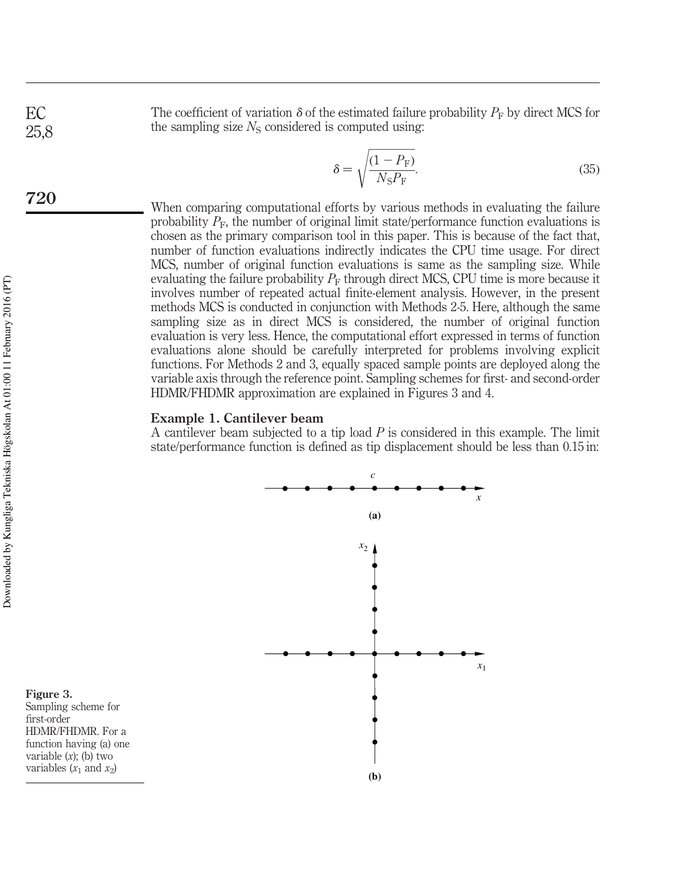The coefficient of variation $\delta$ of the estimated failure probability $P_F$ by direct MCS for the sampling size $N_S$ considered is computed using:

$$\delta = \sqrt{\frac{(1 - P_F)}{N_S P_F}}. \tag{35}$$

When comparing computational efforts by various methods in evaluating the failure probability $P_F$, the number of original limit state/performance function evaluations is chosen as the primary comparison tool in this paper. This is because of the fact that, number of function evaluations indirectly indicates the CPU time usage. For direct MCS, number of original function evaluations is same as the sampling size. While evaluating the failure probability $P_F$ through direct MCS, CPU time is more because it involves number of repeated actual finite-element analysis. However, in the present methods MCS is conducted in conjunction with Methods 2-5. Here, although the same sampling size as in direct MCS is considered, the number of original function evaluation is very less. Hence, the computational effort expressed in terms of function evaluations alone should be carefully interpreted for problems involving explicit functions. For Methods 2 and 3, equally spaced sample points are deployed along the variable axis through the reference point. Sampling schemes for first- and second-order HDMR/FHDMR approximation are explained in Figures 3 and 4.

### Example 1. Cantilever beam

A cantilever beam subjected to a tip load $P$ is considered in this example. The limit state/performance function is defined as tip displacement should be less than 0.15 in:

**Figure 3.** Sampling scheme for first-order HDMR/FHDMR. For a function having (a) one variable ($x$); (b) two variables ($x_1$ and $x_2$)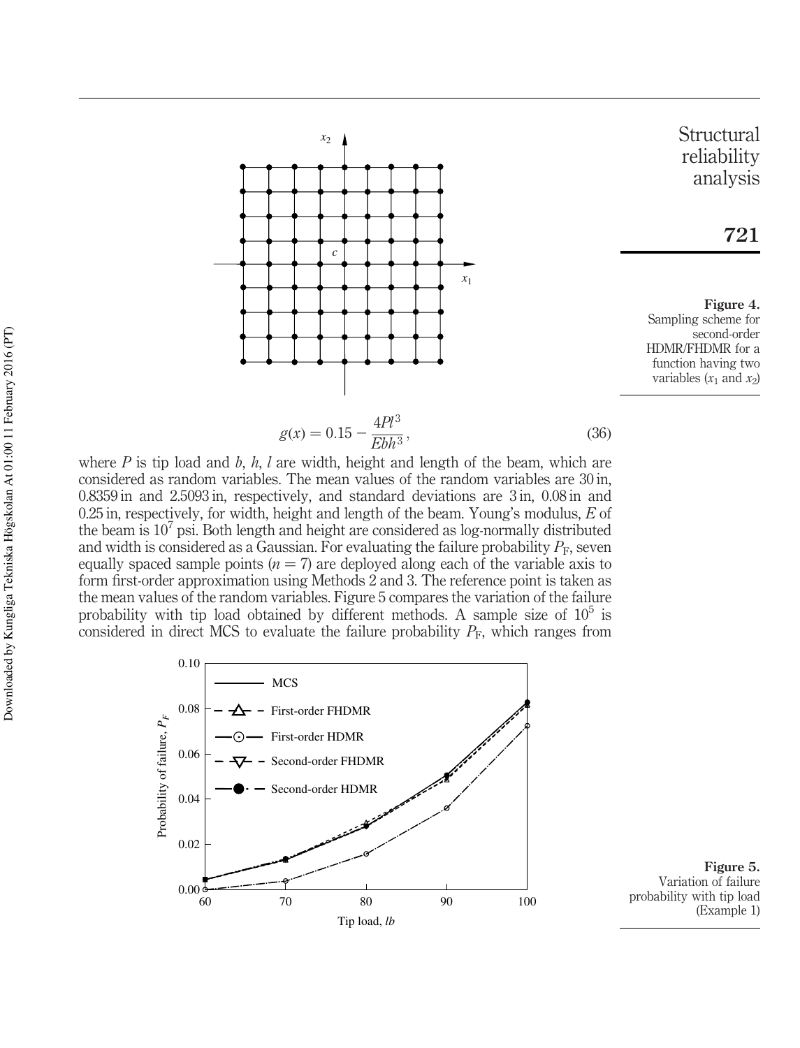Figure 4. Sampling scheme for second-order HDMR/FHDMR for a function having two variables ($x_1$ and $x_2$)

$$g(x) = 0.15 - \frac{4Pl^3}{Ebh^3}, \tag{36}$$

where $P$ is tip load and $b$, $h$, $l$ are width, height and length of the beam, which are considered as random variables. The mean values of the random variables are 30 in, 0.8359 in and 2.5093 in, respectively, and standard deviations are 3 in, 0.08 in and 0.25 in, respectively, for width, height and length of the beam. Young's modulus, $E$ of the beam is $10^7$ psi. Both length and height are considered as log-normally distributed and width is considered as a Gaussian. For evaluating the failure probability $P_F$, seven equally spaced sample points ($n = 7$) are deployed along each of the variable axis to form first-order approximation using Methods 2 and 3. The reference point is taken as the mean values of the random variables. Figure 5 compares the variation of the failure probability with tip load obtained by different methods. A sample size of $10^5$ is considered in direct MCS to evaluate the failure probability $P_F$, which ranges from

Figure 5. Variation of failure probability with tip load (Example 1)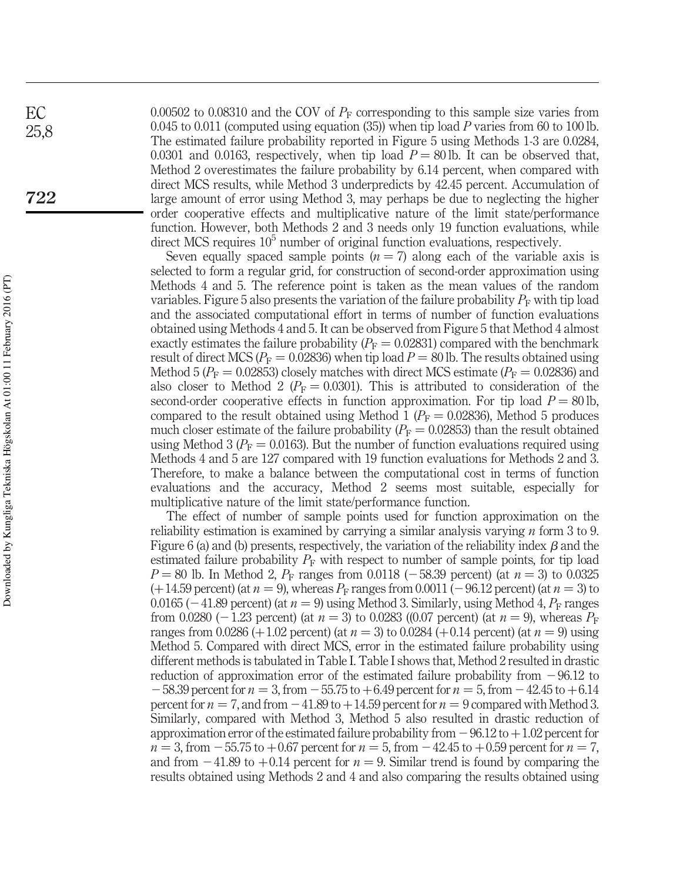0.00502 to 0.08310 and the COV of $P_F$ corresponding to this sample size varies from 0.045 to 0.011 (computed using equation (35)) when tip load $P$ varies from 60 to 100 lb. The estimated failure probability reported in Figure 5 using Methods 1-3 are 0.0284, 0.0301 and 0.0163, respectively, when tip load $P = 80$ lb. It can be observed that, Method 2 overestimates the failure probability by 6.14 percent, when compared with direct MCS results, while Method 3 underpredicts by 42.45 percent. Accumulation of large amount of error using Method 3, may perhaps be due to neglecting the higher order cooperative effects and multiplicative nature of the limit state/performance function. However, both Methods 2 and 3 needs only 19 function evaluations, while direct MCS requires $10^5$ number of original function evaluations, respectively.

Seven equally spaced sample points ($n = 7$) along each of the variable axis is selected to form a regular grid, for construction of second-order approximation using Methods 4 and 5. The reference point is taken as the mean values of the random variables. Figure 5 also presents the variation of the failure probability $P_F$ with tip load and the associated computational effort in terms of number of function evaluations obtained using Methods 4 and 5. It can be observed from Figure 5 that Method 4 almost exactly estimates the failure probability ($P_F = 0.02831$) compared with the benchmark result of direct MCS ($P_F = 0.02836$) when tip load $P = 80$ lb. The results obtained using Method 5 ($P_F = 0.02853$) closely matches with direct MCS estimate ($P_F = 0.02836$) and also closer to Method 2 ($P_F = 0.0301$). This is attributed to consideration of the second-order cooperative effects in function approximation. For tip load $P = 80$ lb, compared to the result obtained using Method 1 ($P_F = 0.02836$), Method 5 produces much closer estimate of the failure probability ($P_F = 0.02853$) than the result obtained using Method 3 ($P_F = 0.0163$). But the number of function evaluations required using Methods 4 and 5 are 127 compared with 19 function evaluations for Methods 2 and 3. Therefore, to make a balance between the computational cost in terms of function evaluations and the accuracy, Method 2 seems most suitable, especially for multiplicative nature of the limit state/performance function.

The effect of number of sample points used for function approximation on the reliability estimation is examined by carrying a similar analysis varying $n$ form 3 to 9. Figure 6 (a) and (b) presents, respectively, the variation of the reliability index $\beta$ and the estimated failure probability $P_F$ with respect to number of sample points, for tip load $P = 80$ lb. In Method 2, $P_F$ ranges from 0.0118 ($-58.39$ percent) (at $n = 3$) to 0.0325 ($+14.59$ percent) (at $n = 9$), whereas $P_F$ ranges from 0.0011 ($-96.12$ percent) (at $n = 3$) to 0.0165 ($-41.89$ percent) (at $n = 9$) using Method 3. Similarly, using Method 4, $P_F$ ranges from 0.0280 ($-1.23$ percent) (at $n = 3$) to 0.0283 ((0.07 percent) (at $n = 9$), whereas $P_F$ ranges from 0.0286 ($+1.02$ percent) (at $n = 3$) to 0.0284 ($+0.14$ percent) (at $n = 9$) using Method 5. Compared with direct MCS, error in the estimated failure probability using different methods is tabulated in Table I. Table I shows that, Method 2 resulted in drastic reduction of approximation error of the estimated failure probability from $-96.12$ to $-58.39$ percent for $n = 3$, from $-55.75$ to $+6.49$ percent for $n = 5$, from $-42.45$ to $+6.14$ percent for $n = 7$, and from $-41.89$ to $+14.59$ percent for $n = 9$ compared with Method 3. Similarly, compared with Method 3, Method 5 also resulted in drastic reduction of approximation error of the estimated failure probability from $-96.12$ to $+1.02$ percent for $n = 3$, from $-55.75$ to $+0.67$ percent for $n = 5$, from $-42.45$ to $+0.59$ percent for $n = 7$, and from $-41.89$ to $+0.14$ percent for $n = 9$. Similar trend is found by comparing the results obtained using Methods 2 and 4 and also comparing the results obtained using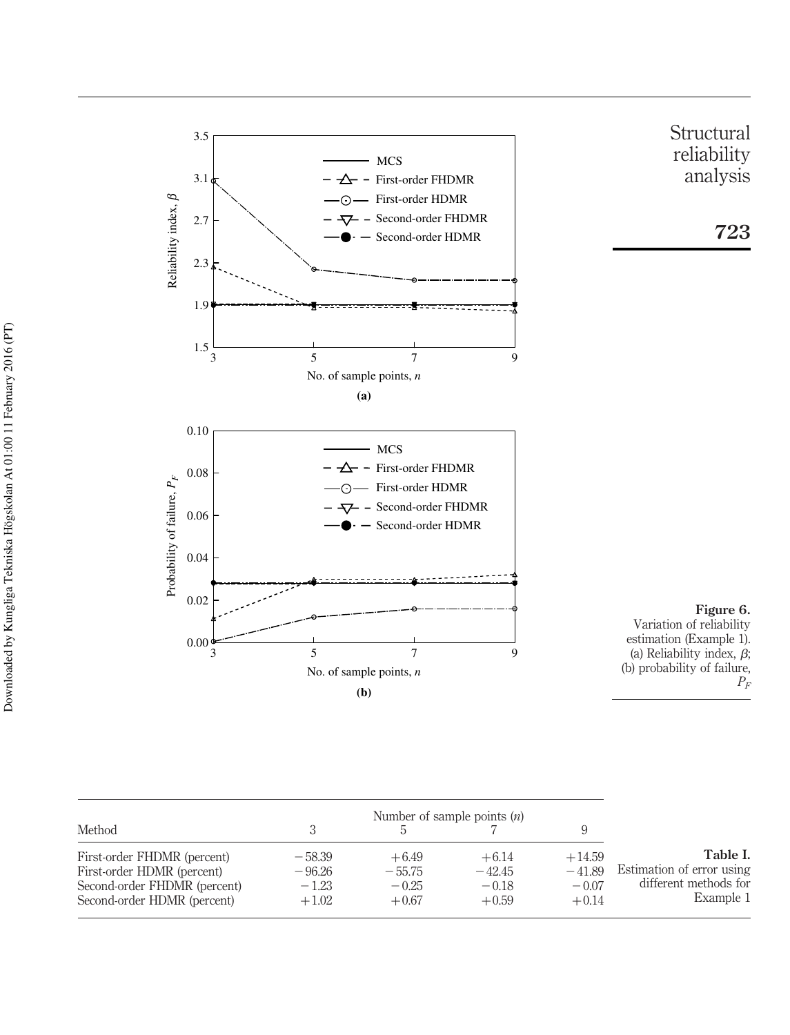**Figure 6.** Variation of reliability estimation (Example 1). (a) Reliability index, $\beta$; (b) probability of failure, $P_F$

**Table I.** Estimation of error using different methods for Example 1

| Method | Number of sample points ($n$) 3 | 5 | 7 | 9 |
|---|---|---|---|---|
| First-order FHDMR (percent) | −58.39 | +6.49 | +6.14 | +14.59 |
| First-order HDMR (percent) | −96.26 | −55.75 | −42.45 | −41.89 |
| Second-order FHDMR (percent) | −1.23 | −0.25 | −0.18 | −0.07 |
| Second-order HDMR (percent) | +1.02 | +0.67 | +0.59 | +0.14 |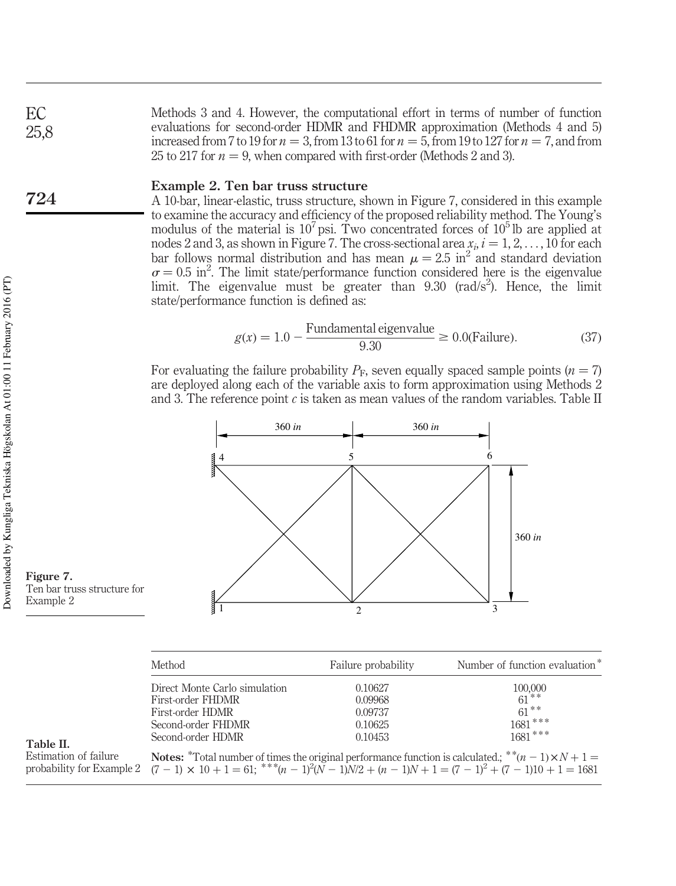Methods 3 and 4. However, the computational effort in terms of number of function evaluations for second-order HDMR and FHDMR approximation (Methods 4 and 5) increased from 7 to 19 for $n = 3$, from 13 to 61 for $n = 5$, from 19 to 127 for $n = 7$, and from 25 to 217 for $n = 9$, when compared with first-order (Methods 2 and 3).

### Example 2. Ten bar truss structure

A 10-bar, linear-elastic, truss structure, shown in Figure 7, considered in this example to examine the accuracy and efficiency of the proposed reliability method. The Young's modulus of the material is $10^7$ psi. Two concentrated forces of $10^5$ lb are applied at nodes 2 and 3, as shown in Figure 7. The cross-sectional area $x_i, i = 1, 2, \ldots, 10$ for each bar follows normal distribution and has mean $\mu = 2.5$ in$^2$ and standard deviation $\sigma = 0.5$ in$^2$. The limit state/performance function considered here is the eigenvalue limit. The eigenvalue must be greater than 9.30 (rad/s$^2$). Hence, the limit state/performance function is defined as:

$$g(x) = 1.0 - \frac{\text{Fundamental eigenvalue}}{9.30} \geq 0.0(\text{Failure}). \tag{37}$$

For evaluating the failure probability $P_F$, seven equally spaced sample points ($n = 7$) are deployed along each of the variable axis to form approximation using Methods 2 and 3. The reference point $c$ is taken as mean values of the random variables. Table II

Figure 7. Ten bar truss structure for Example 2

Table II. Estimation of failure probability for Example 2

| Method | Failure probability | Number of function evaluation* |
|---|---|---|
| Direct Monte Carlo simulation | 0.10627 | 100,000 |
| First-order FHDMR | 0.09968 | 61** |
| First-order HDMR | 0.09737 | 61** |
| Second-order FHDMR | 0.10625 | 1681*** |
| Second-order HDMR | 0.10453 | 1681*** |

**Notes:** *Total number of times the original performance function is calculated.; **$(n-1) \times N + 1 = (7-1) \times 10 + 1 = 61$; ***$(n-1)^2(N-1)N/2 + (n-1)N + 1 = (7-1)^2 + (7-1)10 + 1 = 1681$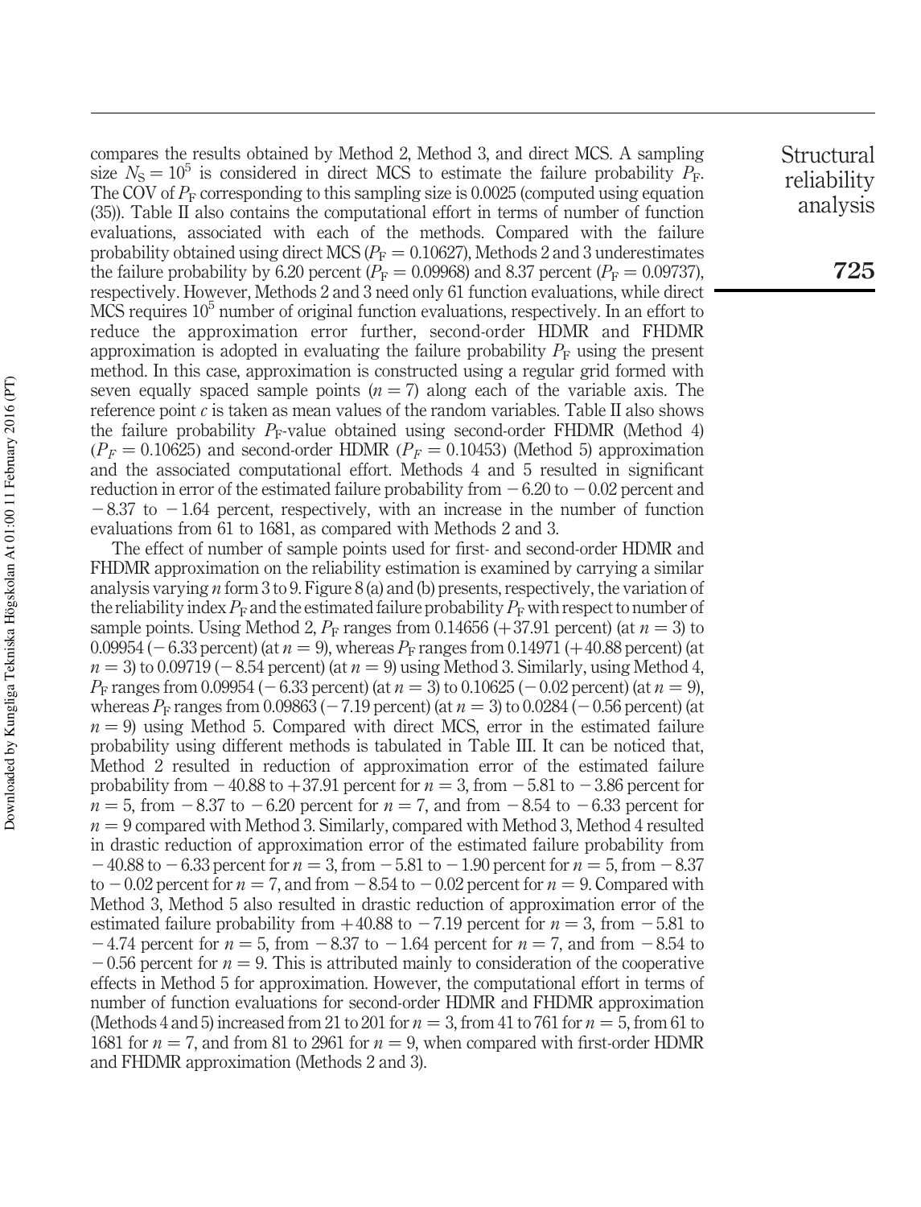compares the results obtained by Method 2, Method 3, and direct MCS. A sampling size $N_S = 10^5$ is considered in direct MCS to estimate the failure probability $P_F$. The COV of $P_F$ corresponding to this sampling size is 0.0025 (computed using equation (35)). Table II also contains the computational effort in terms of number of function evaluations, associated with each of the methods. Compared with the failure probability obtained using direct MCS ($P_F = 0.10627$), Methods 2 and 3 underestimates the failure probability by 6.20 percent ($P_F = 0.09968$) and 8.37 percent ($P_F = 0.09737$), respectively. However, Methods 2 and 3 need only 61 function evaluations, while direct MCS requires $10^5$ number of original function evaluations, respectively. In an effort to reduce the approximation error further, second-order HDMR and FHDMR approximation is adopted in evaluating the failure probability $P_F$ using the present method. In this case, approximation is constructed using a regular grid formed with seven equally spaced sample points ($n = 7$) along each of the variable axis. The reference point $c$ is taken as mean values of the random variables. Table II also shows the failure probability $P_F$-value obtained using second-order FHDMR (Method 4) ($P_F = 0.10625$) and second-order HDMR ($P_F = 0.10453$) (Method 5) approximation and the associated computational effort. Methods 4 and 5 resulted in significant reduction in error of the estimated failure probability from $-6.20$ to $-0.02$ percent and $-8.37$ to $-1.64$ percent, respectively, with an increase in the number of function evaluations from 61 to 1681, as compared with Methods 2 and 3.

The effect of number of sample points used for first- and second-order HDMR and FHDMR approximation on the reliability estimation is examined by carrying a similar analysis varying $n$ form 3 to 9. Figure 8 (a) and (b) presents, respectively, the variation of the reliability index $P_F$ and the estimated failure probability $P_F$ with respect to number of sample points. Using Method 2, $P_F$ ranges from 0.14656 (+37.91 percent) (at $n = 3$) to 0.09954 ($-6.33$ percent) (at $n = 9$), whereas $P_F$ ranges from 0.14971 (+40.88 percent) (at $n = 3$) to 0.09719 ($-8.54$ percent) (at $n = 9$) using Method 3. Similarly, using Method 4, $P_F$ ranges from 0.09954 ($-6.33$ percent) (at $n = 3$) to 0.10625 ($-0.02$ percent) (at $n = 9$), whereas $P_F$ ranges from 0.09863 ($-7.19$ percent) (at $n = 3$) to 0.0284 ($-0.56$ percent) (at $n = 9$) using Method 5. Compared with direct MCS, error in the estimated failure probability using different methods is tabulated in Table III. It can be noticed that, Method 2 resulted in reduction of approximation error of the estimated failure probability from $-40.88$ to $+37.91$ percent for $n = 3$, from $-5.81$ to $-3.86$ percent for $n = 5$, from $-8.37$ to $-6.20$ percent for $n = 7$, and from $-8.54$ to $-6.33$ percent for $n = 9$ compared with Method 3. Similarly, compared with Method 3, Method 4 resulted in drastic reduction of approximation error of the estimated failure probability from $-40.88$ to $-6.33$ percent for $n = 3$, from $-5.81$ to $-1.90$ percent for $n = 5$, from $-8.37$ to $-0.02$ percent for $n = 7$, and from $-8.54$ to $-0.02$ percent for $n = 9$. Compared with Method 3, Method 5 also resulted in drastic reduction of approximation error of the estimated failure probability from $+40.88$ to $-7.19$ percent for $n = 3$, from $-5.81$ to $-4.74$ percent for $n = 5$, from $-8.37$ to $-1.64$ percent for $n = 7$, and from $-8.54$ to $-0.56$ percent for $n = 9$. This is attributed mainly to consideration of the cooperative effects in Method 5 for approximation. However, the computational effort in terms of number of function evaluations for second-order HDMR and FHDMR approximation (Methods 4 and 5) increased from 21 to 201 for $n = 3$, from 41 to 761 for $n = 5$, from 61 to 1681 for $n = 7$, and from 81 to 2961 for $n = 9$, when compared with first-order HDMR and FHDMR approximation (Methods 2 and 3).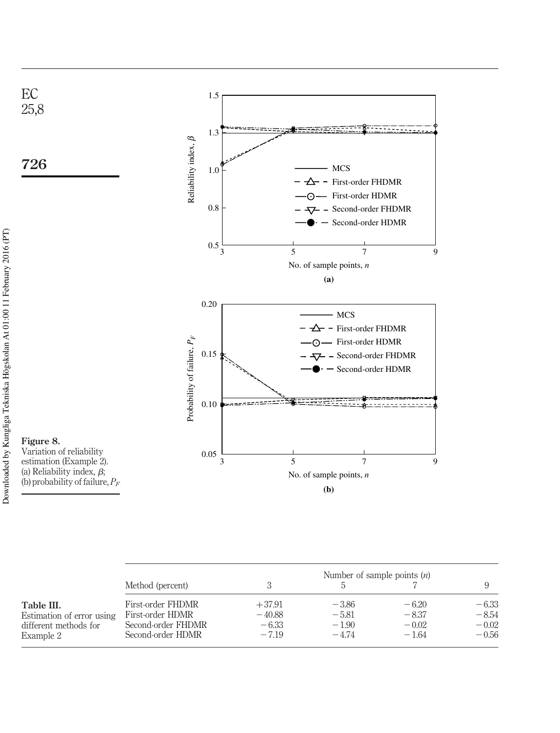Figure 8.
Variation of reliability estimation (Example 2). (a) Reliability index, $\beta$; (b) probability of failure, $P_F$

Table III.
Estimation of error using different methods for Example 2

| Method (percent) | Number of sample points ($n$) | | | |
|---|---|---|---|---|
| | 3 | 5 | 7 | 9 |
| First-order FHDMR | +37.91 | −3.86 | −6.20 | −6.33 |
| First-order HDMR | −40.88 | −5.81 | −8.37 | −8.54 |
| Second-order FHDMR | −6.33 | −1.90 | −0.02 | −0.02 |
| Second-order HDMR | −7.19 | −4.74 | −1.64 | −0.56 |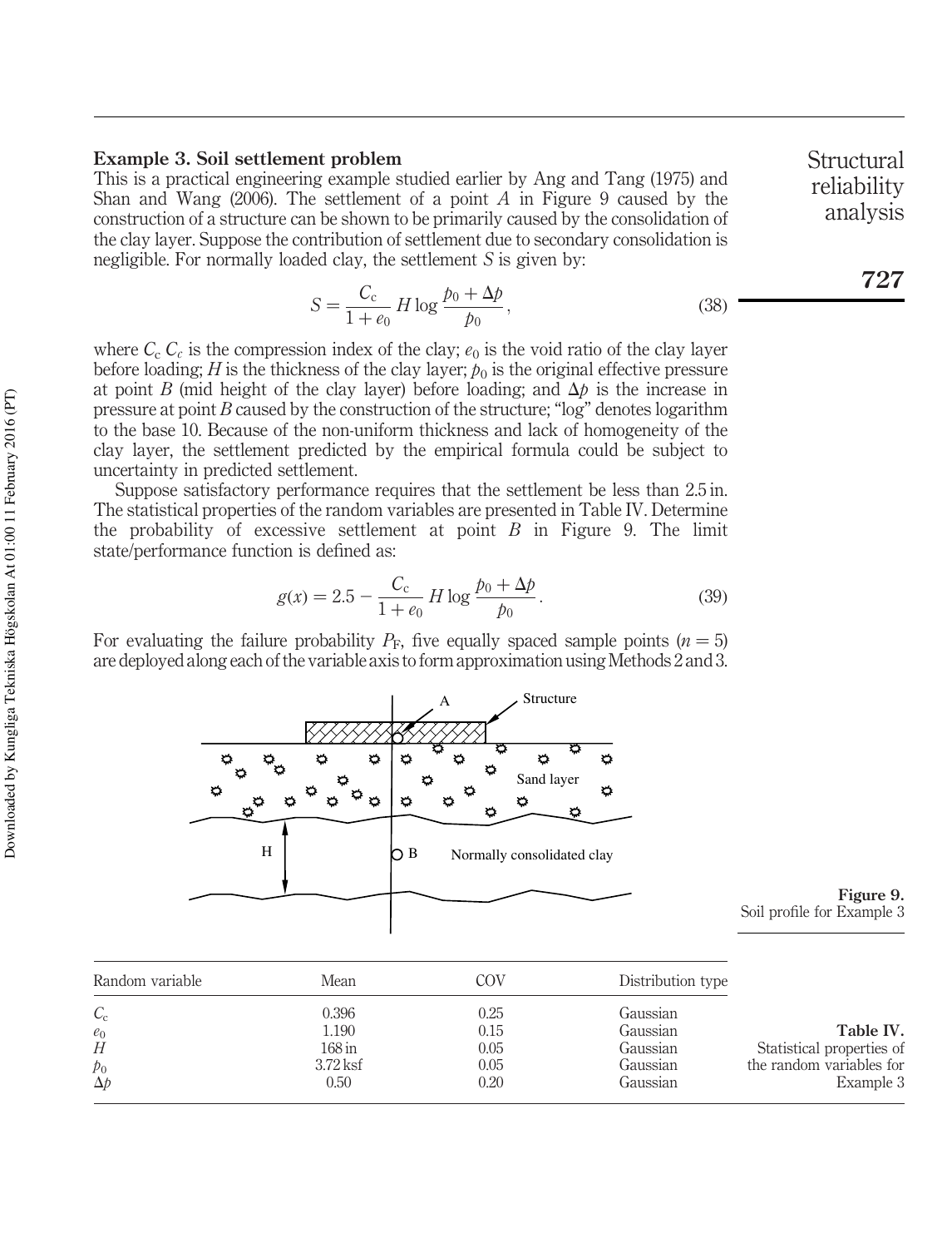**Example 3. Soil settlement problem**

This is a practical engineering example studied earlier by Ang and Tang (1975) and Shan and Wang (2006). The settlement of a point $A$ in Figure 9 caused by the construction of a structure can be shown to be primarily caused by the consolidation of the clay layer. Suppose the contribution of settlement due to secondary consolidation is negligible. For normally loaded clay, the settlement $S$ is given by:

$$S = \frac{C_c}{1 + e_0} H \log \frac{p_0 + \Delta p}{p_0}, \tag{38}$$

where $C_c$ $C_c$ is the compression index of the clay; $e_0$ is the void ratio of the clay layer before loading; $H$ is the thickness of the clay layer; $p_0$ is the original effective pressure at point $B$ (mid height of the clay layer) before loading; and $\Delta p$ is the increase in pressure at point $B$ caused by the construction of the structure; "log" denotes logarithm to the base 10. Because of the non-uniform thickness and lack of homogeneity of the clay layer, the settlement predicted by the empirical formula could be subject to uncertainty in predicted settlement.

Suppose satisfactory performance requires that the settlement be less than 2.5 in. The statistical properties of the random variables are presented in Table IV. Determine the probability of excessive settlement at point $B$ in Figure 9. The limit state/performance function is defined as:

$$g(x) = 2.5 - \frac{C_c}{1 + e_0} H \log \frac{p_0 + \Delta p}{p_0}. \tag{39}$$

For evaluating the failure probability $P_F$, five equally spaced sample points ($n = 5$) are deployed along each of the variable axis to form approximation using Methods 2 and 3.

**Figure 9.** Soil profile for Example 3

**Table IV.** Statistical properties of the random variables for Example 3

| Random variable | Mean | COV | Distribution type |
|---|---|---|---|
| $C_c$ | 0.396 | 0.25 | Gaussian |
| $e_0$ | 1.190 | 0.15 | Gaussian |
| $H$ | 168 in | 0.05 | Gaussian |
| $p_0$ | 3.72 ksf | 0.05 | Gaussian |
| $\Delta p$ | 0.50 | 0.20 | Gaussian |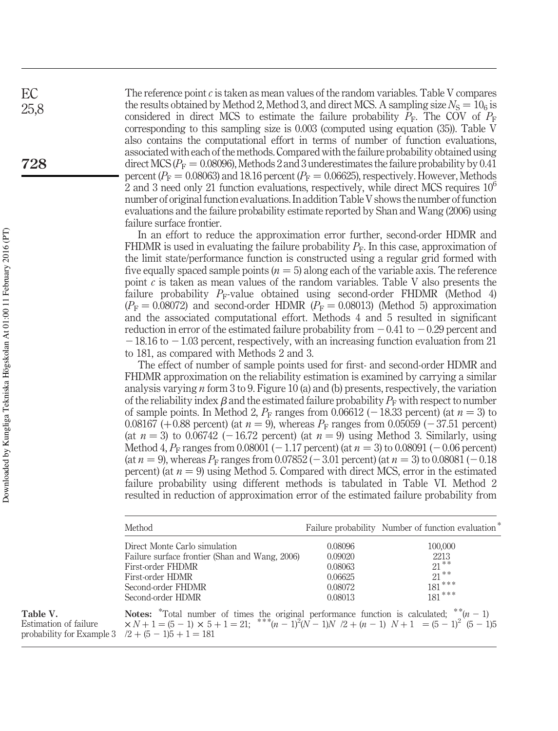The reference point $c$ is taken as mean values of the random variables. Table V compares the results obtained by Method 2, Method 3, and direct MCS. A sampling size $N_S = 10_6$ is considered in direct MCS to estimate the failure probability $P_F$. The COV of $P_F$ corresponding to this sampling size is 0.003 (computed using equation (35)). Table V also contains the computational effort in terms of number of function evaluations, associated with each of the methods. Compared with the failure probability obtained using direct MCS ($P_F = 0.08096$), Methods 2 and 3 underestimates the failure probability by 0.41 percent ($P_F = 0.08063$) and 18.16 percent ($P_F = 0.06625$), respectively. However, Methods 2 and 3 need only 21 function evaluations, respectively, while direct MCS requires $10^6$ number of original function evaluations. In addition Table V shows the number of function evaluations and the failure probability estimate reported by Shan and Wang (2006) using failure surface frontier.

In an effort to reduce the approximation error further, second-order HDMR and FHDMR is used in evaluating the failure probability $P_F$. In this case, approximation of the limit state/performance function is constructed using a regular grid formed with five equally spaced sample points ($n = 5$) along each of the variable axis. The reference point $c$ is taken as mean values of the random variables. Table V also presents the failure probability $P_F$-value obtained using second-order FHDMR (Method 4) ($P_F = 0.08072$) and second-order HDMR ($P_F = 0.08013$) (Method 5) approximation and the associated computational effort. Methods 4 and 5 resulted in significant reduction in error of the estimated failure probability from $-0.41$ to $-0.29$ percent and $-18.16$ to $-1.03$ percent, respectively, with an increasing function evaluation from 21 to 181, as compared with Methods 2 and 3.

The effect of number of sample points used for first- and second-order HDMR and FHDMR approximation on the reliability estimation is examined by carrying a similar analysis varying $n$ form 3 to 9. Figure 10 (a) and (b) presents, respectively, the variation of the reliability index $\beta$ and the estimated failure probability $P_F$ with respect to number of sample points. In Method 2, $P_F$ ranges from 0.06612 ($-18.33$ percent) (at $n = 3$) to 0.08167 ($+0.88$ percent) (at $n = 9$), whereas $P_F$ ranges from 0.05059 ($-37.51$ percent) (at $n = 3$) to 0.06742 ($-16.72$ percent) (at $n = 9$) using Method 3. Similarly, using Method 4, $P_F$ ranges from 0.08001 ($-1.17$ percent) (at $n = 3$) to 0.08091 ($-0.06$ percent) (at $n = 9$), whereas $P_F$ ranges from 0.07852 ($-3.01$ percent) (at $n = 3$) to 0.08081 ($-0.18$ percent) (at $n = 9$) using Method 5. Compared with direct MCS, error in the estimated failure probability using different methods is tabulated in Table VI. Method 2 resulted in reduction of approximation error of the estimated failure probability from

| Method | Failure probability | Number of function evaluation* |
|---|---|---|
| Direct Monte Carlo simulation | 0.08096 | 100,000 |
| Failure surface frontier (Shan and Wang, 2006) | 0.09020 | 2213 |
| First-order FHDMR | 0.08063 | 21** |
| First-order HDMR | 0.06625 | 21** |
| Second-order FHDMR | 0.08072 | 181*** |
| Second-order HDMR | 0.08013 | 181*** |

**Notes:** *Total number of times the original performance function is calculated; **$(n-1) \times N + 1 = (5-1) \times 5 + 1 = 21$; ***$(n-1)^2(N-1)N/2 + (n-1)N + 1 = (5-1)^2(5-1)5/2 + (5-1)5 + 1 = 181$

**Table V.** Estimation of failure probability for Example 3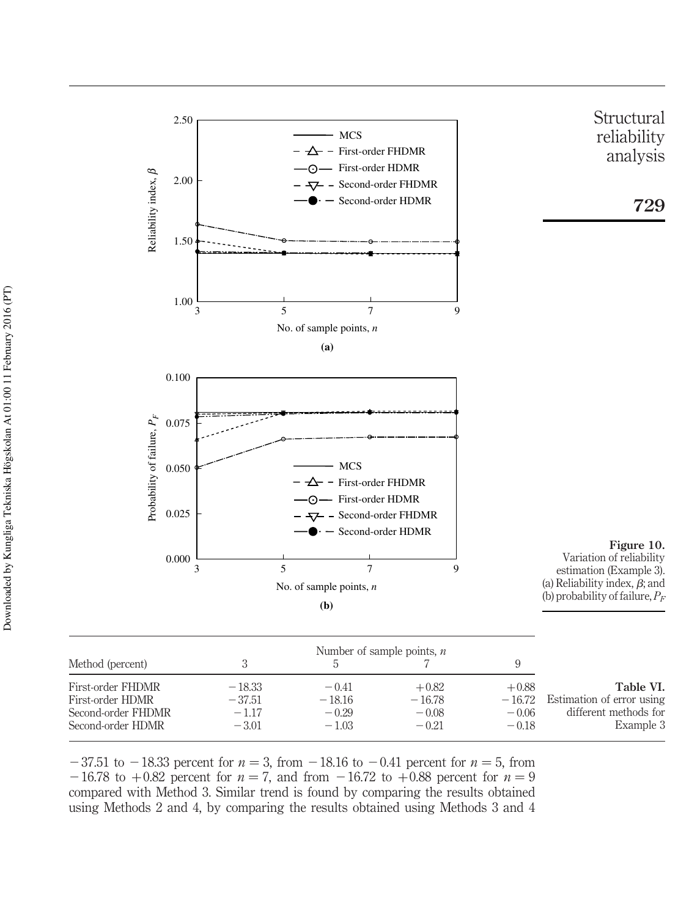Figure 10. Variation of reliability estimation (Example 3). (a) Reliability index, $\beta$; and (b) probability of failure, $P_F$

Table VI. Estimation of error using different methods for Example 3

| Method (percent) | Number of sample points, $n$ 3 | 5 | 7 | 9 |
|---|---|---|---|---|
| First-order FHDMR | −18.33 | −0.41 | +0.82 | +0.88 |
| First-order HDMR | −37.51 | −18.16 | −16.78 | −16.72 |
| Second-order FHDMR | −1.17 | −0.29 | −0.08 | −0.06 |
| Second-order HDMR | −3.01 | −1.03 | −0.21 | −0.18 |

−37.51 to −18.33 percent for $n = 3$, from −18.16 to −0.41 percent for $n = 5$, from −16.78 to +0.82 percent for $n = 7$, and from −16.72 to +0.88 percent for $n = 9$ compared with Method 3. Similar trend is found by comparing the results obtained using Methods 2 and 4, by comparing the results obtained using Methods 3 and 4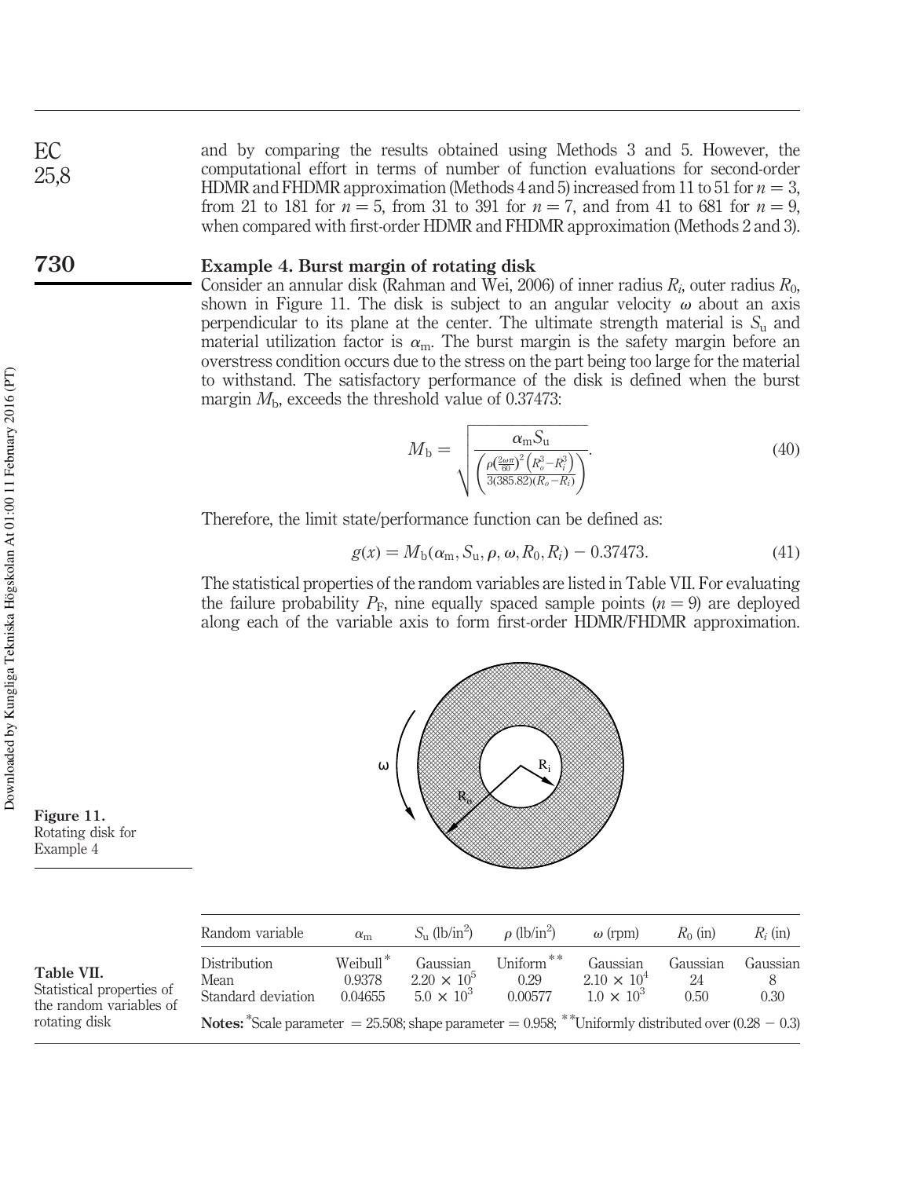and by comparing the results obtained using Methods 3 and 5. However, the computational effort in terms of number of function evaluations for second-order HDMR and FHDMR approximation (Methods 4 and 5) increased from 11 to 51 for $n = 3$, from 21 to 181 for $n = 5$, from 31 to 391 for $n = 7$, and from 41 to 681 for $n = 9$, when compared with first-order HDMR and FHDMR approximation (Methods 2 and 3).

## Example 4. Burst margin of rotating disk

Consider an annular disk (Rahman and Wei, 2006) of inner radius $R_i$, outer radius $R_0$, shown in Figure 11. The disk is subject to an angular velocity $\omega$ about an axis perpendicular to its plane at the center. The ultimate strength material is $S_u$ and material utilization factor is $\alpha_m$. The burst margin is the safety margin before an overstress condition occurs due to the stress on the part being too large for the material to withstand. The satisfactory performance of the disk is defined when the burst margin $M_b$, exceeds the threshold value of 0.37473:

$$M_b = \sqrt{\frac{\alpha_m S_u}{\left(\frac{\rho\left(\frac{2\omega\pi}{60}\right)^2\left(R_o^3 - R_i^3\right)}{3(385.82)(R_o - R_i)}\right)}}. \tag{40}$$

Therefore, the limit state/performance function can be defined as:

$$g(x) = M_b(\alpha_m, S_u, \rho, \omega, R_0, R_i) - 0.37473. \tag{41}$$

The statistical properties of the random variables are listed in Table VII. For evaluating the failure probability $P_F$, nine equally spaced sample points ($n = 9$) are deployed along each of the variable axis to form first-order HDMR/FHDMR approximation.

Figure 11. Rotating disk for Example 4

Table VII. Statistical properties of the random variables of rotating disk

| Random variable | $\alpha_m$ | $S_u$ (lb/in²) | $\rho$ (lb/in²) | $\omega$ (rpm) | $R_0$ (in) | $R_i$ (in) |
|---|---|---|---|---|---|---|
| Distribution | Weibull* | Gaussian | Uniform** | Gaussian | Gaussian | Gaussian |
| Mean | 0.9378 | $2.20 \times 10^5$ | 0.29 | $2.10 \times 10^4$ | 24 | 8 |
| Standard deviation | 0.04655 | $5.0 \times 10^3$ | 0.00577 | $1.0 \times 10^3$ | 0.50 | 0.30 |

**Notes:** *Scale parameter = 25.508; shape parameter = 0.958; **Uniformly distributed over (0.28 − 0.3)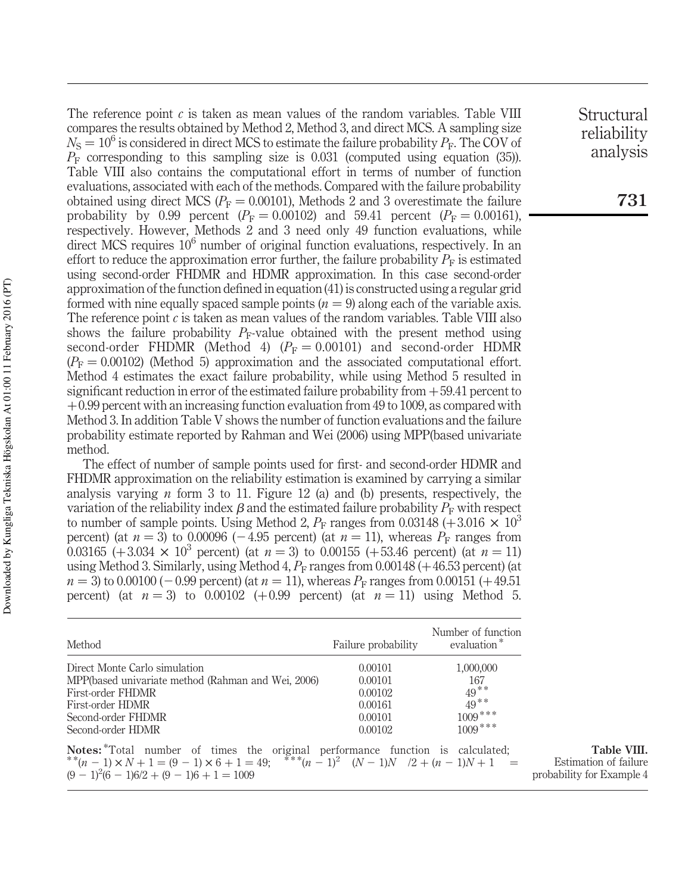The reference point $c$ is taken as mean values of the random variables. Table VIII compares the results obtained by Method 2, Method 3, and direct MCS. A sampling size $N_S = 10^6$ is considered in direct MCS to estimate the failure probability $P_F$. The COV of $P_F$ corresponding to this sampling size is 0.031 (computed using equation (35)). Table VIII also contains the computational effort in terms of number of function evaluations, associated with each of the methods. Compared with the failure probability obtained using direct MCS ($P_F = 0.00101$), Methods 2 and 3 overestimate the failure probability by 0.99 percent ($P_F = 0.00102$) and 59.41 percent ($P_F = 0.00161$), respectively. However, Methods 2 and 3 need only 49 function evaluations, while direct MCS requires $10^6$ number of original function evaluations, respectively. In an effort to reduce the approximation error further, the failure probability $P_F$ is estimated using second-order FHDMR and HDMR approximation. In this case second-order approximation of the function defined in equation (41) is constructed using a regular grid formed with nine equally spaced sample points ($n = 9$) along each of the variable axis. The reference point $c$ is taken as mean values of the random variables. Table VIII also shows the failure probability $P_F$-value obtained with the present method using second-order FHDMR (Method 4) ($P_F = 0.00101$) and second-order HDMR ($P_F = 0.00102$) (Method 5) approximation and the associated computational effort. Method 4 estimates the exact failure probability, while using Method 5 resulted in significant reduction in error of the estimated failure probability from +59.41 percent to +0.99 percent with an increasing function evaluation from 49 to 1009, as compared with Method 3. In addition Table V shows the number of function evaluations and the failure probability estimate reported by Rahman and Wei (2006) using MPP(based univariate method.

The effect of number of sample points used for first- and second-order HDMR and FHDMR approximation on the reliability estimation is examined by carrying a similar analysis varying $n$ form 3 to 11. Figure 12 (a) and (b) presents, respectively, the variation of the reliability index $\beta$ and the estimated failure probability $P_F$ with respect to number of sample points. Using Method 2, $P_F$ ranges from 0.03148 ($+3.016 \times 10^3$ percent) (at $n = 3$) to 0.00096 (−4.95 percent) (at $n = 11$), whereas $P_F$ ranges from 0.03165 ($+3.034 \times 10^3$ percent) (at $n = 3$) to 0.00155 (+53.46 percent) (at $n = 11$) using Method 3. Similarly, using Method 4, $P_F$ ranges from 0.00148 (+46.53 percent) (at $n = 3$) to 0.00100 (−0.99 percent) (at $n = 11$), whereas $P_F$ ranges from 0.00151 (+49.51 percent) (at $n = 3$) to 0.00102 (+0.99 percent) (at $n = 11$) using Method 5.

| Method | Failure probability | Number of function evaluation* |
|---|---|---|
| Direct Monte Carlo simulation | 0.00101 | 1,000,000 |
| MPP(based univariate method (Rahman and Wei, 2006) | 0.00101 | 167 |
| First-order FHDMR | 0.00102 | 49** |
| First-order HDMR | 0.00161 | 49** |
| Second-order FHDMR | 0.00101 | 1009*** |
| Second-order HDMR | 0.00102 | 1009*** |

**Notes:** *Total number of times the original performance function is calculated; **$(n-1) \times N + 1 = (9-1) \times 6 + 1 = 49$; ***$(n-1)^2 \ (N-1)N \ /2 + (n-1)N + 1 = (9-1)^2(6-1)6/2 + (9-1)6 + 1 = 1009$

**Table VIII.** Estimation of failure probability for Example 4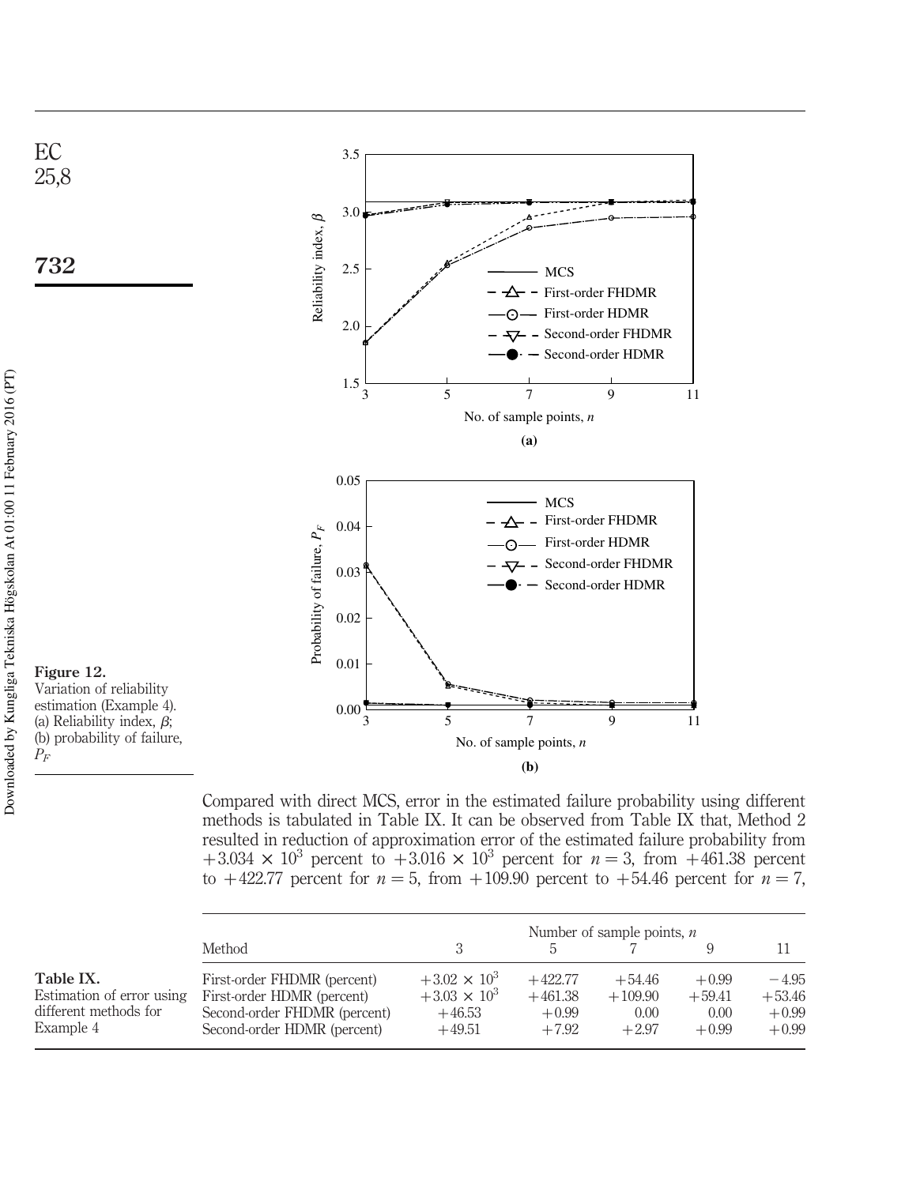**Figure 12.** Variation of reliability estimation (Example 4). (a) Reliability index, $\beta$; (b) probability of failure, $P_F$

Compared with direct MCS, error in the estimated failure probability using different methods is tabulated in Table IX. It can be observed from Table IX that, Method 2 resulted in reduction of approximation error of the estimated failure probability from $+3.034 \times 10^3$ percent to $+3.016 \times 10^3$ percent for $n = 3$, from $+461.38$ percent to $+422.77$ percent for $n = 5$, from $+109.90$ percent to $+54.46$ percent for $n = 7$,

**Table IX.** Estimation of error using different methods for Example 4

| Method | Number of sample points, $n$ | | | | |
|---|---|---|---|---|---|
| | 3 | 5 | 7 | 9 | 11 |
| First-order FHDMR (percent) | $+3.02 \times 10^3$ | +422.77 | +54.46 | +0.99 | −4.95 |
| First-order HDMR (percent) | $+3.03 \times 10^3$ | +461.38 | +109.90 | +59.41 | +53.46 |
| Second-order FHDMR (percent) | +46.53 | +0.99 | 0.00 | 0.00 | +0.99 |
| Second-order HDMR (percent) | +49.51 | +7.92 | +2.97 | +0.99 | +0.99 |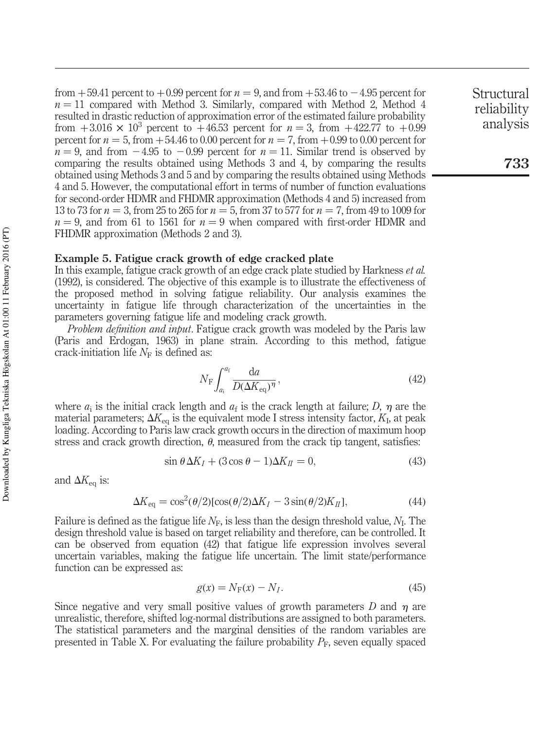from $+59.41$ percent to $+0.99$ percent for $n = 9$, and from $+53.46$ to $-4.95$ percent for $n = 11$ compared with Method 3. Similarly, compared with Method 2, Method 4 resulted in drastic reduction of approximation error of the estimated failure probability from $+3.016 \times 10^3$ percent to $+46.53$ percent for $n = 3$, from $+422.77$ to $+0.99$ percent for $n = 5$, from $+54.46$ to $0.00$ percent for $n = 7$, from $+0.99$ to $0.00$ percent for $n = 9$, and from $-4.95$ to $-0.99$ percent for $n = 11$. Similar trend is observed by comparing the results obtained using Methods 3 and 4, by comparing the results obtained using Methods 3 and 5 and by comparing the results obtained using Methods 4 and 5. However, the computational effort in terms of number of function evaluations for second-order HDMR and FHDMR approximation (Methods 4 and 5) increased from 13 to 73 for $n = 3$, from 25 to 265 for $n = 5$, from 37 to 577 for $n = 7$, from 49 to 1009 for $n = 9$, and from 61 to 1561 for $n = 9$ when compared with first-order HDMR and FHDMR approximation (Methods 2 and 3).

### Example 5. Fatigue crack growth of edge cracked plate

In this example, fatigue crack growth of an edge crack plate studied by Harkness *et al.* (1992), is considered. The objective of this example is to illustrate the effectiveness of the proposed method in solving fatigue reliability. Our analysis examines the uncertainty in fatigue life through characterization of the uncertainties in the parameters governing fatigue life and modeling crack growth.

*Problem definition and input*. Fatigue crack growth was modeled by the Paris law (Paris and Erdogan, 1963) in plane strain. According to this method, fatigue crack-initiation life $N_F$ is defined as:

$$N_F \int_{a_i}^{a_f} \frac{da}{D(\Delta K_{eq})^{\eta}}, \tag{42}$$

where $a_i$ is the initial crack length and $a_f$ is the crack length at failure; $D$, $\eta$ are the material parameters; $\Delta K_{eq}$ is the equivalent mode I stress intensity factor, $K_I$, at peak loading. According to Paris law crack growth occurs in the direction of maximum hoop stress and crack growth direction, $\theta$, measured from the crack tip tangent, satisfies:

$$\sin\theta\,\Delta K_I + (3\cos\theta - 1)\Delta K_{II} = 0, \tag{43}$$

and $\Delta K_{eq}$ is:

$$\Delta K_{eq} = \cos^2(\theta/2)[\cos(\theta/2)\Delta K_I - 3\sin(\theta/2)K_{II}], \tag{44}$$

Failure is defined as the fatigue life $N_F$, is less than the design threshold value, $N_I$. The design threshold value is based on target reliability and therefore, can be controlled. It can be observed from equation (42) that fatigue life expression involves several uncertain variables, making the fatigue life uncertain. The limit state/performance function can be expressed as:

$$g(x) = N_F(x) - N_I. \tag{45}$$

Since negative and very small positive values of growth parameters $D$ and $\eta$ are unrealistic, therefore, shifted log-normal distributions are assigned to both parameters. The statistical parameters and the marginal densities of the random variables are presented in Table X. For evaluating the failure probability $P_F$, seven equally spaced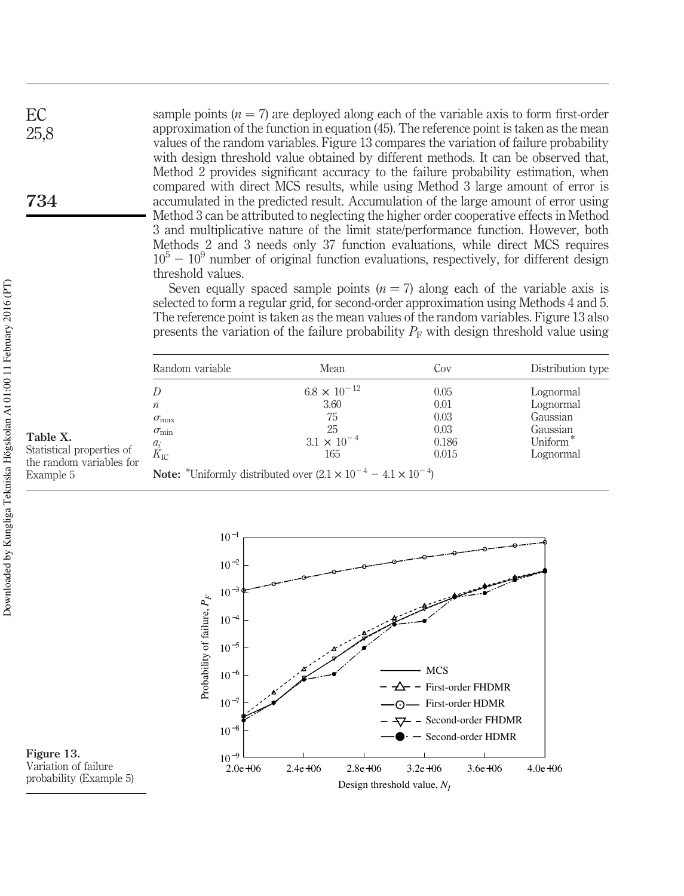sample points ($n = 7$) are deployed along each of the variable axis to form first-order approximation of the function in equation (45). The reference point is taken as the mean values of the random variables. Figure 13 compares the variation of failure probability with design threshold value obtained by different methods. It can be observed that, Method 2 provides significant accuracy to the failure probability estimation, when compared with direct MCS results, while using Method 3 large amount of error is accumulated in the predicted result. Accumulation of the large amount of error using Method 3 can be attributed to neglecting the higher order cooperative effects in Method 3 and multiplicative nature of the limit state/performance function. However, both Methods 2 and 3 needs only 37 function evaluations, while direct MCS requires $10^5 - 10^9$ number of original function evaluations, respectively, for different design threshold values.

Seven equally spaced sample points ($n = 7$) along each of the variable axis is selected to form a regular grid, for second-order approximation using Methods 4 and 5. The reference point is taken as the mean values of the random variables. Figure 13 also presents the variation of the failure probability $P_F$ with design threshold value using

**Table X.** Statistical properties of the random variables for Example 5

| Random variable | Mean | Cov | Distribution type |
|---|---|---|---|
| $D$ | $6.8 \times 10^{-12}$ | 0.05 | Lognormal |
| $n$ | 3.60 | 0.01 | Lognormal |
| $\sigma_{\max}$ | 75 | 0.03 | Gaussian |
| $\sigma_{\min}$ | 25 | 0.03 | Gaussian |
| $a_i$ | $3.1 \times 10^{-4}$ | 0.186 | Uniform* |
| $K_{IC}$ | 165 | 0.015 | Lognormal |

**Note:** *Uniformly distributed over $(2.1 \times 10^{-4} - 4.1 \times 10^{-4})$

**Figure 13.** Variation of failure probability (Example 5)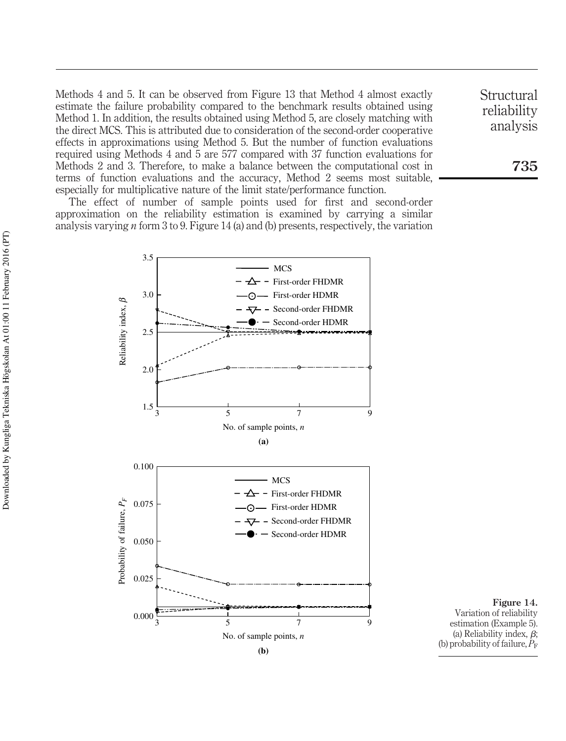Methods 4 and 5. It can be observed from Figure 13 that Method 4 almost exactly estimate the failure probability compared to the benchmark results obtained using Method 1. In addition, the results obtained using Method 5, are closely matching with the direct MCS. This is attributed due to consideration of the second-order cooperative effects in approximations using Method 5. But the number of function evaluations required using Methods 4 and 5 are 577 compared with 37 function evaluations for Methods 2 and 3. Therefore, to make a balance between the computational cost in terms of function evaluations and the accuracy, Method 2 seems most suitable, especially for multiplicative nature of the limit state/performance function.

The effect of number of sample points used for first and second-order approximation on the reliability estimation is examined by carrying a similar analysis varying $n$ form 3 to 9. Figure 14 (a) and (b) presents, respectively, the variation

**Figure 14.** Variation of reliability estimation (Example 5). (a) Reliability index, $\beta$; (b) probability of failure, $P_F$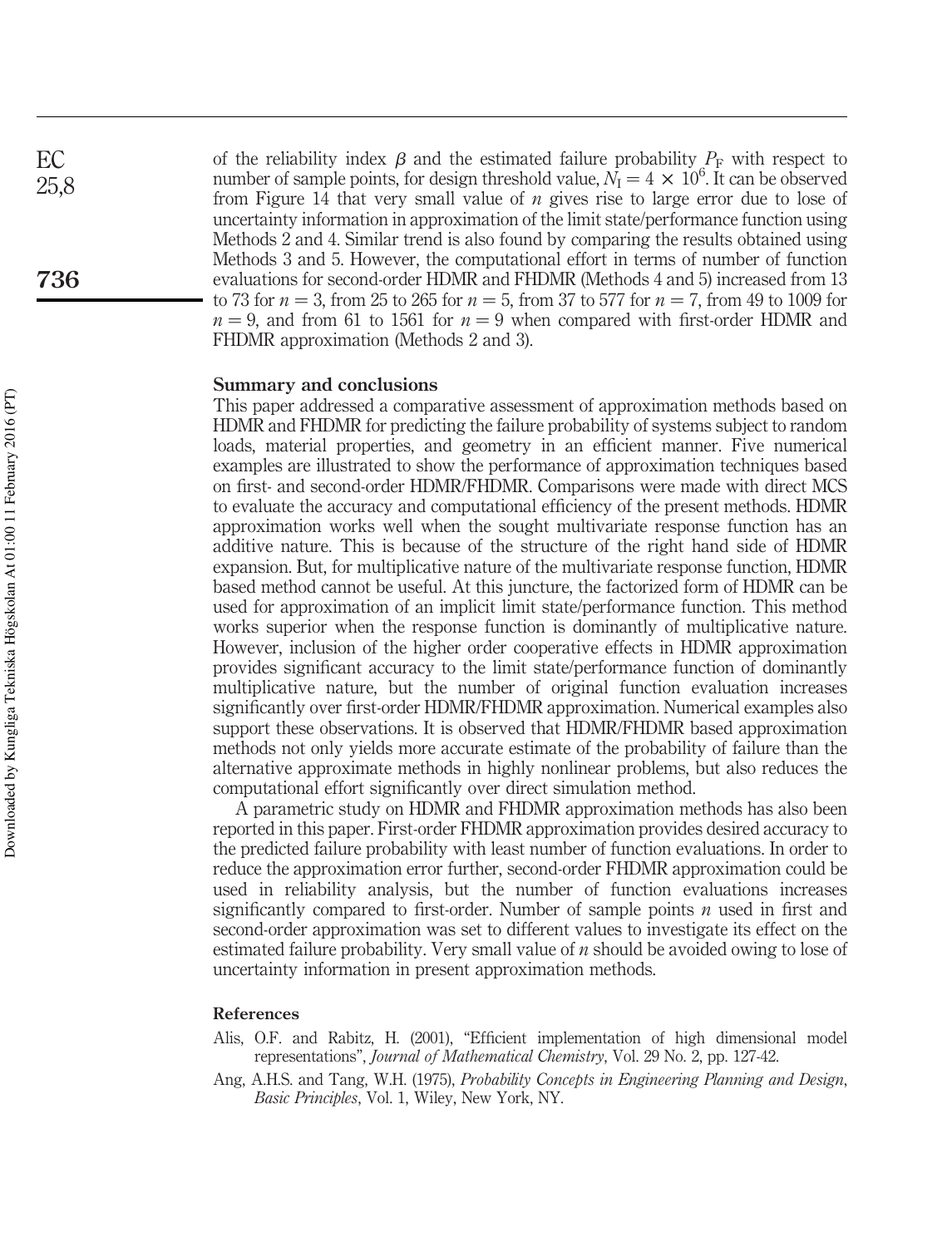of the reliability index $\beta$ and the estimated failure probability $P_F$ with respect to number of sample points, for design threshold value, $N_I = 4 \times 10^6$. It can be observed from Figure 14 that very small value of $n$ gives rise to large error due to lose of uncertainty information in approximation of the limit state/performance function using Methods 2 and 4. Similar trend is also found by comparing the results obtained using Methods 3 and 5. However, the computational effort in terms of number of function evaluations for second-order HDMR and FHDMR (Methods 4 and 5) increased from 13 to 73 for $n = 3$, from 25 to 265 for $n = 5$, from 37 to 577 for $n = 7$, from 49 to 1009 for $n = 9$, and from 61 to 1561 for $n = 9$ when compared with first-order HDMR and FHDMR approximation (Methods 2 and 3).

## Summary and conclusions

This paper addressed a comparative assessment of approximation methods based on HDMR and FHDMR for predicting the failure probability of systems subject to random loads, material properties, and geometry in an efficient manner. Five numerical examples are illustrated to show the performance of approximation techniques based on first- and second-order HDMR/FHDMR. Comparisons were made with direct MCS to evaluate the accuracy and computational efficiency of the present methods. HDMR approximation works well when the sought multivariate response function has an additive nature. This is because of the structure of the right hand side of HDMR expansion. But, for multiplicative nature of the multivariate response function, HDMR based method cannot be useful. At this juncture, the factorized form of HDMR can be used for approximation of an implicit limit state/performance function. This method works superior when the response function is dominantly of multiplicative nature. However, inclusion of the higher order cooperative effects in HDMR approximation provides significant accuracy to the limit state/performance function of dominantly multiplicative nature, but the number of original function evaluation increases significantly over first-order HDMR/FHDMR approximation. Numerical examples also support these observations. It is observed that HDMR/FHDMR based approximation methods not only yields more accurate estimate of the probability of failure than the alternative approximate methods in highly nonlinear problems, but also reduces the computational effort significantly over direct simulation method.

A parametric study on HDMR and FHDMR approximation methods has also been reported in this paper. First-order FHDMR approximation provides desired accuracy to the predicted failure probability with least number of function evaluations. In order to reduce the approximation error further, second-order FHDMR approximation could be used in reliability analysis, but the number of function evaluations increases significantly compared to first-order. Number of sample points $n$ used in first and second-order approximation was set to different values to investigate its effect on the estimated failure probability. Very small value of $n$ should be avoided owing to lose of uncertainty information in present approximation methods.

## References

Alis, O.F. and Rabitz, H. (2001), "Efficient implementation of high dimensional model representations", *Journal of Mathematical Chemistry*, Vol. 29 No. 2, pp. 127-42.

Ang, A.H.S. and Tang, W.H. (1975), *Probability Concepts in Engineering Planning and Design, Basic Principles*, Vol. 1, Wiley, New York, NY.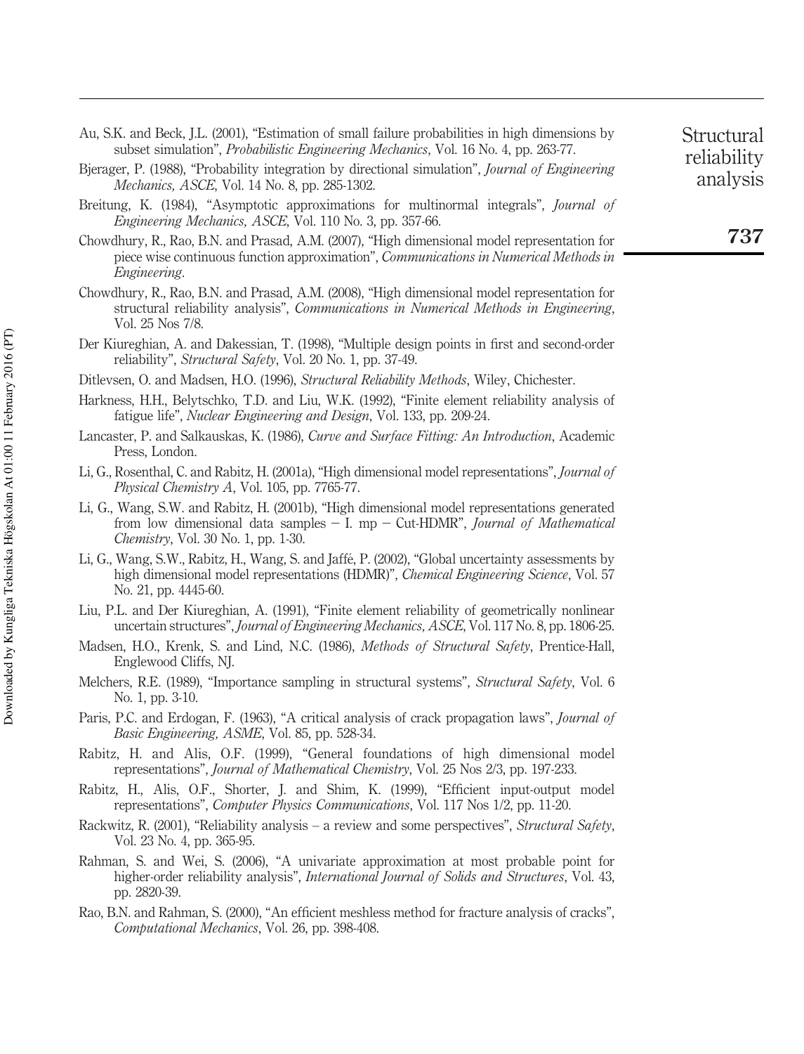Au, S.K. and Beck, J.L. (2001), "Estimation of small failure probabilities in high dimensions by subset simulation", *Probabilistic Engineering Mechanics*, Vol. 16 No. 4, pp. 263-77.

Bjerager, P. (1988), "Probability integration by directional simulation", *Journal of Engineering Mechanics, ASCE*, Vol. 14 No. 8, pp. 285-1302.

Breitung, K. (1984), "Asymptotic approximations for multinormal integrals", *Journal of Engineering Mechanics, ASCE*, Vol. 110 No. 3, pp. 357-66.

Chowdhury, R., Rao, B.N. and Prasad, A.M. (2007), "High dimensional model representation for piece wise continuous function approximation", *Communications in Numerical Methods in Engineering*.

Chowdhury, R., Rao, B.N. and Prasad, A.M. (2008), "High dimensional model representation for structural reliability analysis", *Communications in Numerical Methods in Engineering*, Vol. 25 Nos 7/8.

Der Kiureghian, A. and Dakessian, T. (1998), "Multiple design points in first and second-order reliability", *Structural Safety*, Vol. 20 No. 1, pp. 37-49.

Ditlevsen, O. and Madsen, H.O. (1996), *Structural Reliability Methods*, Wiley, Chichester.

Harkness, H.H., Belytschko, T.D. and Liu, W.K. (1992), "Finite element reliability analysis of fatigue life", *Nuclear Engineering and Design*, Vol. 133, pp. 209-24.

Lancaster, P. and Salkauskas, K. (1986), *Curve and Surface Fitting: An Introduction*, Academic Press, London.

Li, G., Rosenthal, C. and Rabitz, H. (2001a), "High dimensional model representations", *Journal of Physical Chemistry A*, Vol. 105, pp. 7765-77.

Li, G., Wang, S.W. and Rabitz, H. (2001b), "High dimensional model representations generated from low dimensional data samples − I. mp − Cut-HDMR", *Journal of Mathematical Chemistry*, Vol. 30 No. 1, pp. 1-30.

Li, G., Wang, S.W., Rabitz, H., Wang, S. and Jaffé, P. (2002), "Global uncertainty assessments by high dimensional model representations (HDMR)", *Chemical Engineering Science*, Vol. 57 No. 21, pp. 4445-60.

Liu, P.L. and Der Kiureghian, A. (1991), "Finite element reliability of geometrically nonlinear uncertain structures", *Journal of Engineering Mechanics, ASCE*, Vol. 117 No. 8, pp. 1806-25.

Madsen, H.O., Krenk, S. and Lind, N.C. (1986), *Methods of Structural Safety*, Prentice-Hall, Englewood Cliffs, NJ.

Melchers, R.E. (1989), "Importance sampling in structural systems", *Structural Safety*, Vol. 6 No. 1, pp. 3-10.

Paris, P.C. and Erdogan, F. (1963), "A critical analysis of crack propagation laws", *Journal of Basic Engineering, ASME*, Vol. 85, pp. 528-34.

Rabitz, H. and Alis, O.F. (1999), "General foundations of high dimensional model representations", *Journal of Mathematical Chemistry*, Vol. 25 Nos 2/3, pp. 197-233.

Rabitz, H., Alis, O.F., Shorter, J. and Shim, K. (1999), "Efficient input-output model representations", *Computer Physics Communications*, Vol. 117 Nos 1/2, pp. 11-20.

Rackwitz, R. (2001), "Reliability analysis – a review and some perspectives", *Structural Safety*, Vol. 23 No. 4, pp. 365-95.

Rahman, S. and Wei, S. (2006), "A univariate approximation at most probable point for higher-order reliability analysis", *International Journal of Solids and Structures*, Vol. 43, pp. 2820-39.

Rao, B.N. and Rahman, S. (2000), "An efficient meshless method for fracture analysis of cracks", *Computational Mechanics*, Vol. 26, pp. 398-408.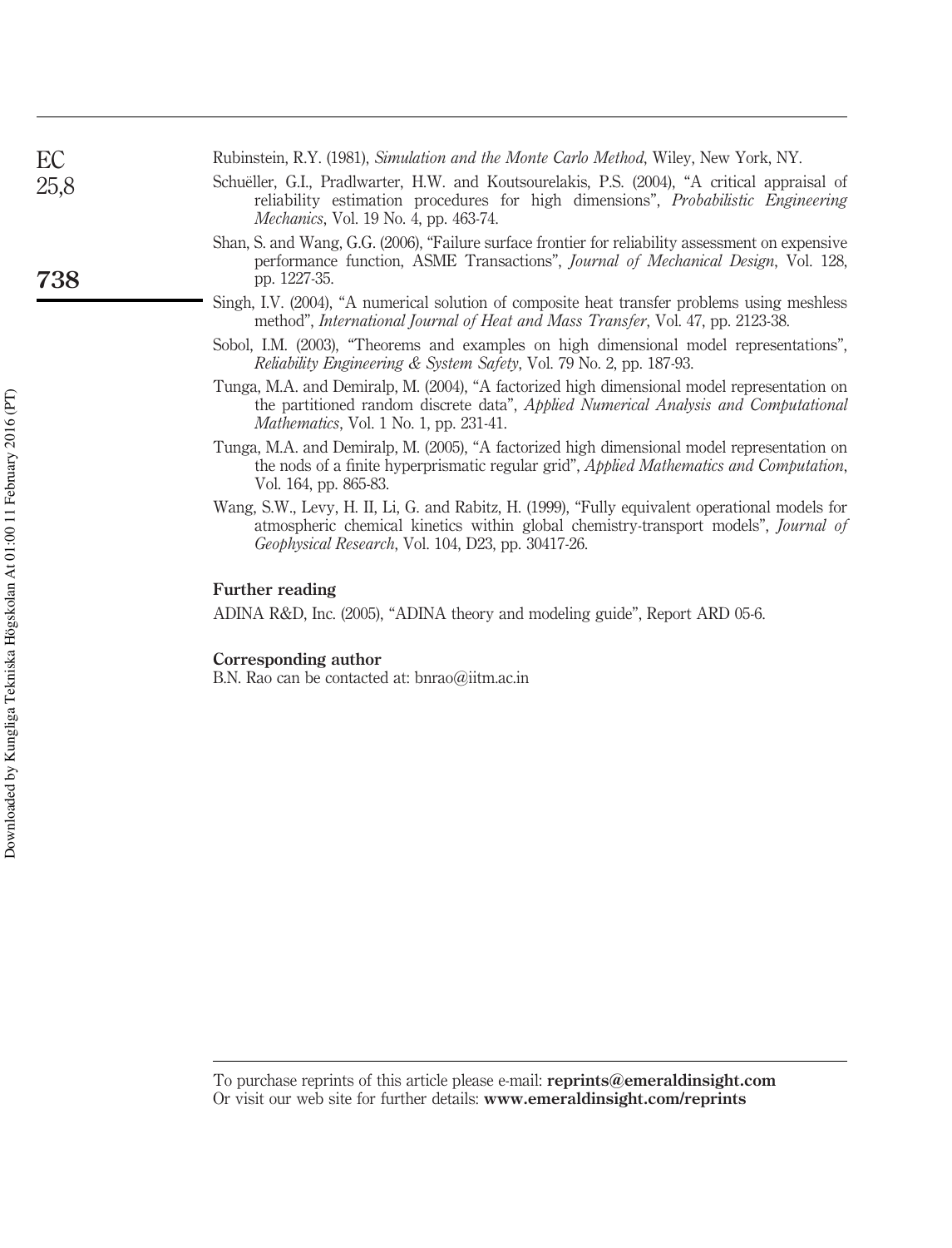Rubinstein, R.Y. (1981), *Simulation and the Monte Carlo Method*, Wiley, New York, NY.

Schuëller, G.I., Pradlwarter, H.W. and Koutsourelakis, P.S. (2004), "A critical appraisal of reliability estimation procedures for high dimensions", *Probabilistic Engineering Mechanics*, Vol. 19 No. 4, pp. 463-74.

Shan, S. and Wang, G.G. (2006), "Failure surface frontier for reliability assessment on expensive performance function, ASME Transactions", *Journal of Mechanical Design*, Vol. 128, pp. 1227-35.

Singh, I.V. (2004), "A numerical solution of composite heat transfer problems using meshless method", *International Journal of Heat and Mass Transfer*, Vol. 47, pp. 2123-38.

Sobol, I.M. (2003), "Theorems and examples on high dimensional model representations", *Reliability Engineering & System Safety*, Vol. 79 No. 2, pp. 187-93.

Tunga, M.A. and Demiralp, M. (2004), "A factorized high dimensional model representation on the partitioned random discrete data", *Applied Numerical Analysis and Computational Mathematics*, Vol. 1 No. 1, pp. 231-41.

Tunga, M.A. and Demiralp, M. (2005), "A factorized high dimensional model representation on the nods of a finite hyperprismatic regular grid", *Applied Mathematics and Computation*, Vol. 164, pp. 865-83.

Wang, S.W., Levy, H. II, Li, G. and Rabitz, H. (1999), "Fully equivalent operational models for atmospheric chemical kinetics within global chemistry-transport models", *Journal of Geophysical Research*, Vol. 104, D23, pp. 30417-26.

## Further reading

ADINA R&D, Inc. (2005), "ADINA theory and modeling guide", Report ARD 05-6.

## Corresponding author

B.N. Rao can be contacted at: bnrao@iitm.ac.in

To purchase reprints of this article please e-mail: **reprints@emeraldinsight.com**
Or visit our web site for further details: **www.emeraldinsight.com/reprints**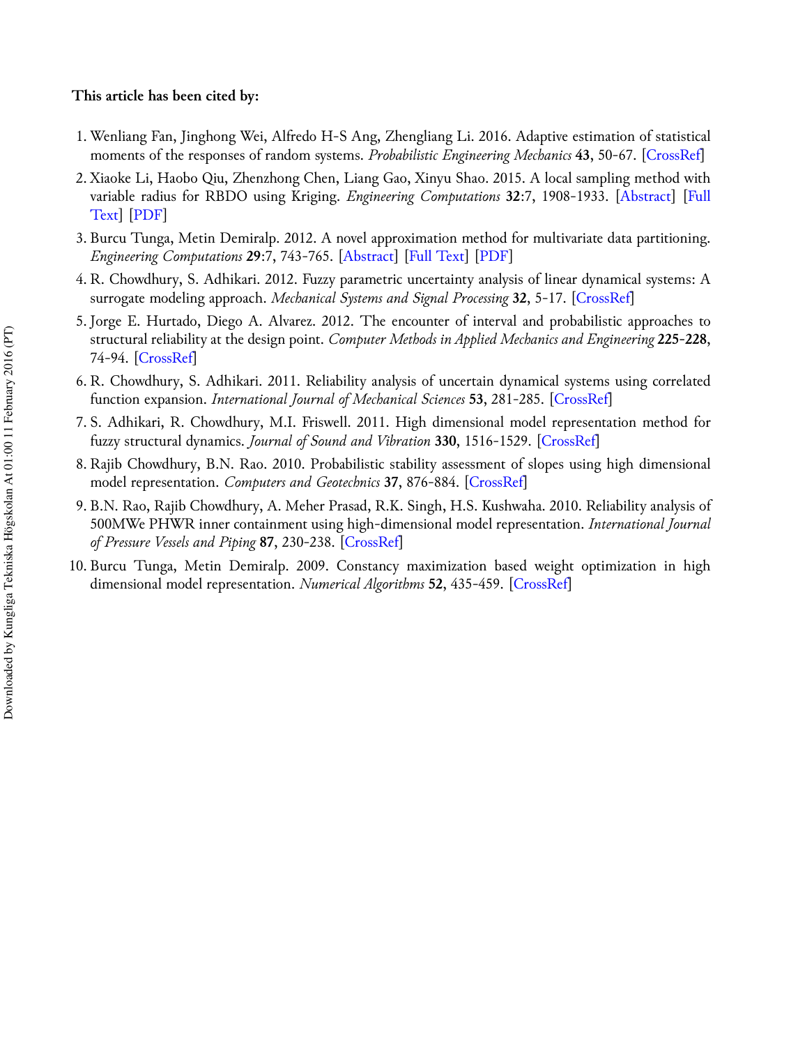**This article has been cited by:**

1. Wenliang Fan, Jinghong Wei, Alfredo H-S Ang, Zhengliang Li. 2016. Adaptive estimation of statistical moments of the responses of random systems. *Probabilistic Engineering Mechanics* **43**, 50-67. [CrossRef]
2. Xiaoke Li, Haobo Qiu, Zhenzhong Chen, Liang Gao, Xinyu Shao. 2015. A local sampling method with variable radius for RBDO using Kriging. *Engineering Computations* **32**:7, 1908-1933. [Abstract] [Full Text] [PDF]
3. Burcu Tunga, Metin Demiralp. 2012. A novel approximation method for multivariate data partitioning. *Engineering Computations* **29**:7, 743-765. [Abstract] [Full Text] [PDF]
4. R. Chowdhury, S. Adhikari. 2012. Fuzzy parametric uncertainty analysis of linear dynamical systems: A surrogate modeling approach. *Mechanical Systems and Signal Processing* **32**, 5-17. [CrossRef]
5. Jorge E. Hurtado, Diego A. Alvarez. 2012. The encounter of interval and probabilistic approaches to structural reliability at the design point. *Computer Methods in Applied Mechanics and Engineering* **225-228**, 74-94. [CrossRef]
6. R. Chowdhury, S. Adhikari. 2011. Reliability analysis of uncertain dynamical systems using correlated function expansion. *International Journal of Mechanical Sciences* **53**, 281-285. [CrossRef]
7. S. Adhikari, R. Chowdhury, M.I. Friswell. 2011. High dimensional model representation method for fuzzy structural dynamics. *Journal of Sound and Vibration* **330**, 1516-1529. [CrossRef]
8. Rajib Chowdhury, B.N. Rao. 2010. Probabilistic stability assessment of slopes using high dimensional model representation. *Computers and Geotechnics* **37**, 876-884. [CrossRef]
9. B.N. Rao, Rajib Chowdhury, A. Meher Prasad, R.K. Singh, H.S. Kushwaha. 2010. Reliability analysis of 500MWe PHWR inner containment using high-dimensional model representation. *International Journal of Pressure Vessels and Piping* **87**, 230-238. [CrossRef]
10. Burcu Tunga, Metin Demiralp. 2009. Constancy maximization based weight optimization in high dimensional model representation. *Numerical Algorithms* **52**, 435-459. [CrossRef]